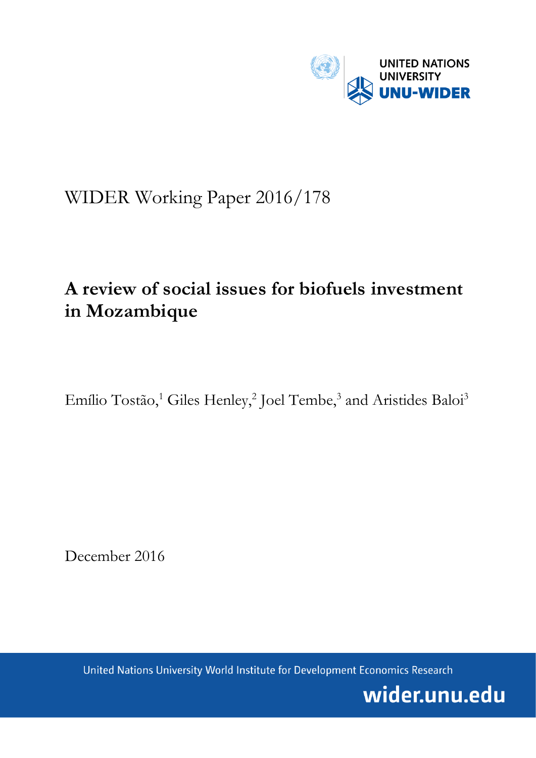UNITED NATIONS UNIVERSITY

UNU-WIDER

WIDER Working Paper 2016/178

# A review of social issues for biofuels investment in Mozambique

Emílio Tostão,[1] Giles Henley,[2] Joel Tembe,[3] and Aristides Baloi[3]

December 2016

United Nations University World Institute for Development Economics Research

wider.unu.edu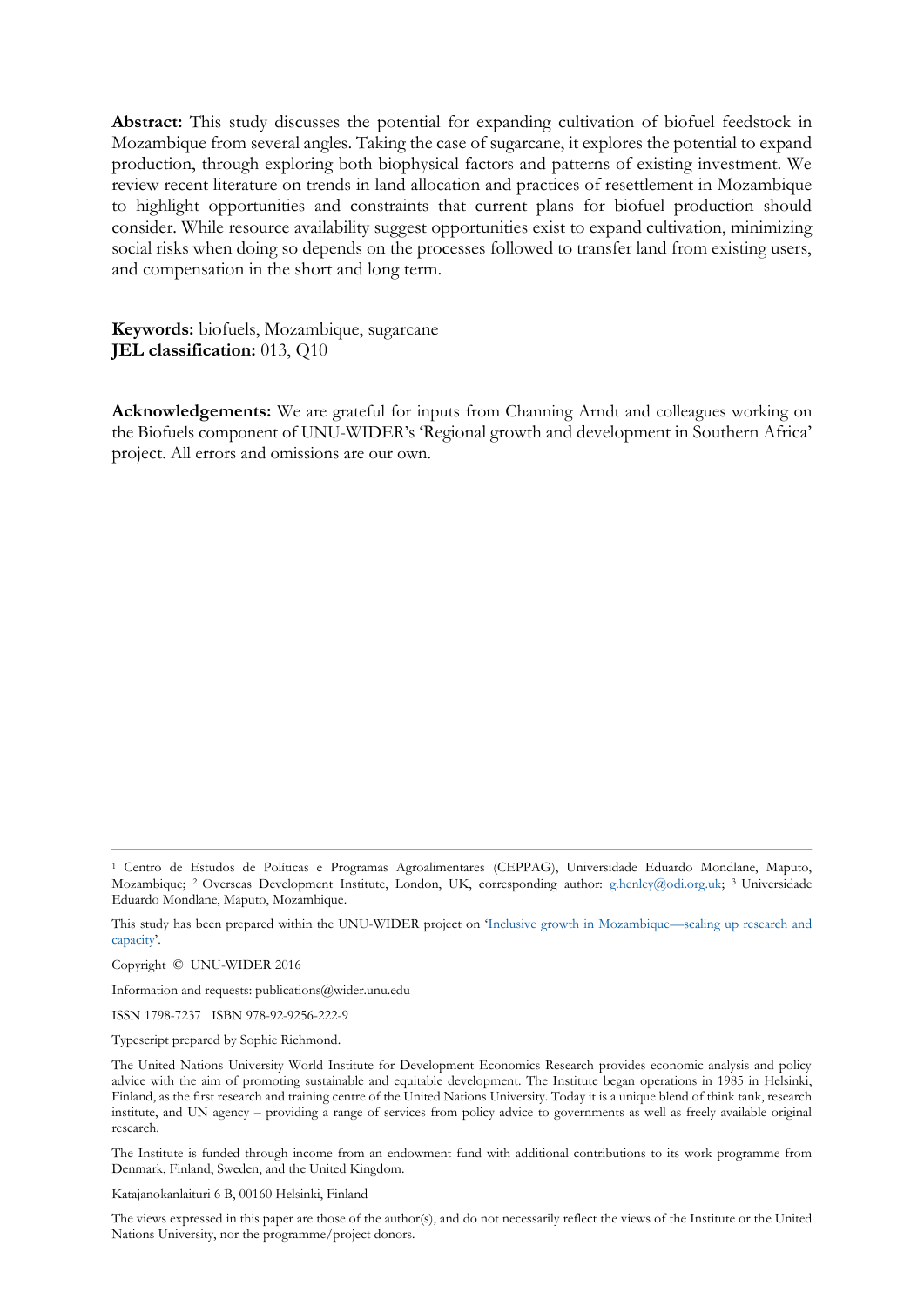**Abstract:** This study discusses the potential for expanding cultivation of biofuel feedstock in Mozambique from several angles. Taking the case of sugarcane, it explores the potential to expand production, through exploring both biophysical factors and patterns of existing investment. We review recent literature on trends in land allocation and practices of resettlement in Mozambique to highlight opportunities and constraints that current plans for biofuel production should consider. While resource availability suggest opportunities exist to expand cultivation, minimizing social risks when doing so depends on the processes followed to transfer land from existing users, and compensation in the short and long term.

**Keywords:** biofuels, Mozambique, sugarcane
**JEL classification:** 013, Q10

**Acknowledgements:** We are grateful for inputs from Channing Arndt and colleagues working on the Biofuels component of UNU-WIDER's 'Regional growth and development in Southern Africa' project. All errors and omissions are our own.

---

[1] Centro de Estudos de Políticas e Programas Agroalimentares (CEPPAG), Universidade Eduardo Mondlane, Maputo, Mozambique; [2] Overseas Development Institute, London, UK, corresponding author: g.henley@odi.org.uk; [3] Universidade Eduardo Mondlane, Maputo, Mozambique.

This study has been prepared within the UNU-WIDER project on 'Inclusive growth in Mozambique—scaling up research and capacity'.

Copyright © UNU-WIDER 2016

Information and requests: publications@wider.unu.edu

ISSN 1798-7237 ISBN 978-92-9256-222-9

Typescript prepared by Sophie Richmond.

The United Nations University World Institute for Development Economics Research provides economic analysis and policy advice with the aim of promoting sustainable and equitable development. The Institute began operations in 1985 in Helsinki, Finland, as the first research and training centre of the United Nations University. Today it is a unique blend of think tank, research institute, and UN agency – providing a range of services from policy advice to governments as well as freely available original research.

The Institute is funded through income from an endowment fund with additional contributions to its work programme from Denmark, Finland, Sweden, and the United Kingdom.

Katajanokanlaituri 6 B, 00160 Helsinki, Finland

The views expressed in this paper are those of the author(s), and do not necessarily reflect the views of the Institute or the United Nations University, nor the programme/project donors.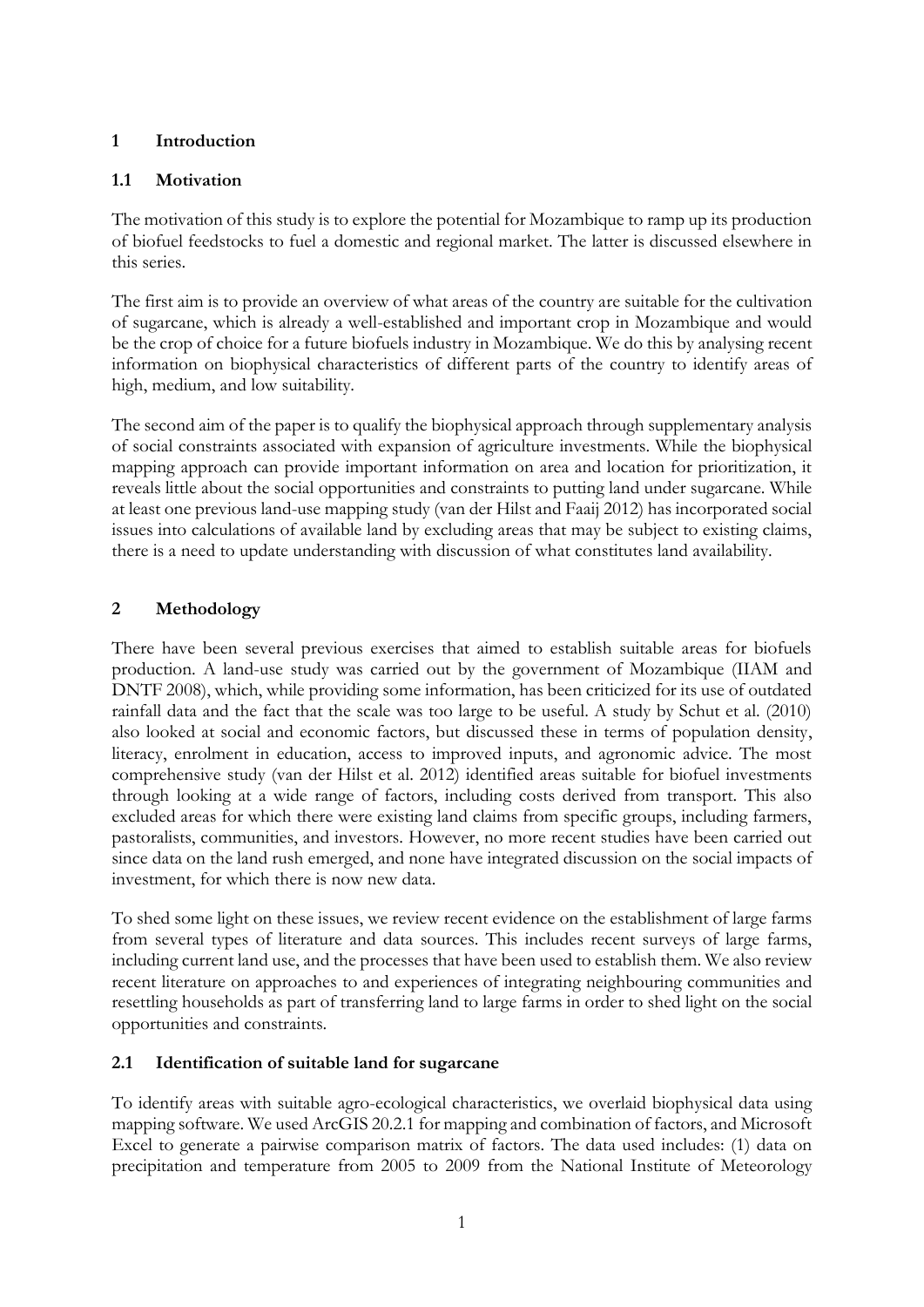## 1 Introduction

### 1.1 Motivation

The motivation of this study is to explore the potential for Mozambique to ramp up its production of biofuel feedstocks to fuel a domestic and regional market. The latter is discussed elsewhere in this series.

The first aim is to provide an overview of what areas of the country are suitable for the cultivation of sugarcane, which is already a well-established and important crop in Mozambique and would be the crop of choice for a future biofuels industry in Mozambique. We do this by analysing recent information on biophysical characteristics of different parts of the country to identify areas of high, medium, and low suitability.

The second aim of the paper is to qualify the biophysical approach through supplementary analysis of social constraints associated with expansion of agriculture investments. While the biophysical mapping approach can provide important information on area and location for prioritization, it reveals little about the social opportunities and constraints to putting land under sugarcane. While at least one previous land-use mapping study (van der Hilst and Faaij 2012) has incorporated social issues into calculations of available land by excluding areas that may be subject to existing claims, there is a need to update understanding with discussion of what constitutes land availability.

## 2 Methodology

There have been several previous exercises that aimed to establish suitable areas for biofuels production. A land-use study was carried out by the government of Mozambique (IIAM and DNTF 2008), which, while providing some information, has been criticized for its use of outdated rainfall data and the fact that the scale was too large to be useful. A study by Schut et al. (2010) also looked at social and economic factors, but discussed these in terms of population density, literacy, enrolment in education, access to improved inputs, and agronomic advice. The most comprehensive study (van der Hilst et al. 2012) identified areas suitable for biofuel investments through looking at a wide range of factors, including costs derived from transport. This also excluded areas for which there were existing land claims from specific groups, including farmers, pastoralists, communities, and investors. However, no more recent studies have been carried out since data on the land rush emerged, and none have integrated discussion on the social impacts of investment, for which there is now new data.

To shed some light on these issues, we review recent evidence on the establishment of large farms from several types of literature and data sources. This includes recent surveys of large farms, including current land use, and the processes that have been used to establish them. We also review recent literature on approaches to and experiences of integrating neighbouring communities and resettling households as part of transferring land to large farms in order to shed light on the social opportunities and constraints.

### 2.1 Identification of suitable land for sugarcane

To identify areas with suitable agro-ecological characteristics, we overlaid biophysical data using mapping software. We used ArcGIS 20.2.1 for mapping and combination of factors, and Microsoft Excel to generate a pairwise comparison matrix of factors. The data used includes: (1) data on precipitation and temperature from 2005 to 2009 from the National Institute of Meteorology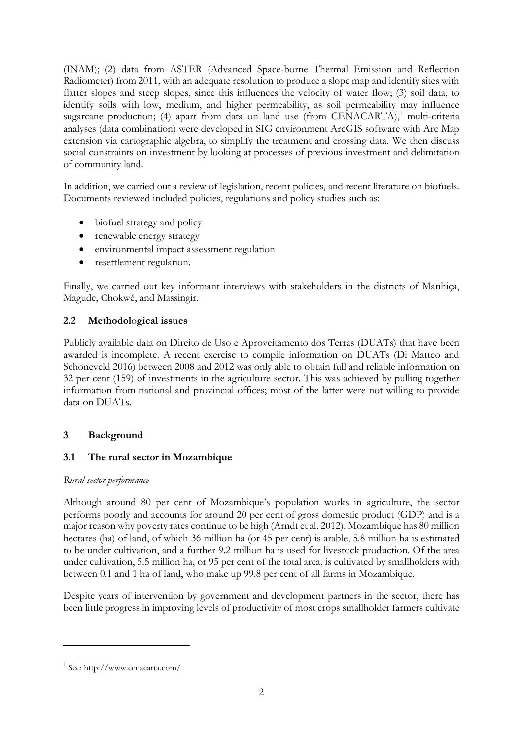(INAM); (2) data from ASTER (Advanced Space-borne Thermal Emission and Reflection Radiometer) from 2011, with an adequate resolution to produce a slope map and identify sites with flatter slopes and steep slopes, since this influences the velocity of water flow; (3) soil data, to identify soils with low, medium, and higher permeability, as soil permeability may influence sugarcane production; (4) apart from data on land use (from CENACARTA),[1] multi-criteria analyses (data combination) were developed in SIG environment ArcGIS software with Arc Map extension via cartographic algebra, to simplify the treatment and crossing data. We then discuss social constraints on investment by looking at processes of previous investment and delimitation of community land.

In addition, we carried out a review of legislation, recent policies, and recent literature on biofuels. Documents reviewed included policies, regulations and policy studies such as:

- biofuel strategy and policy
- renewable energy strategy
- environmental impact assessment regulation
- resettlement regulation.

Finally, we carried out key informant interviews with stakeholders in the districts of Manhiça, Magude, Chokwé, and Massingir.

### 2.2 Methodological issues

Publicly available data on Direito de Uso e Aproveitamento dos Terras (DUATs) that have been awarded is incomplete. A recent exercise to compile information on DUATs (Di Matteo and Schoneveld 2016) between 2008 and 2012 was only able to obtain full and reliable information on 32 per cent (159) of investments in the agriculture sector. This was achieved by pulling together information from national and provincial offices; most of the latter were not willing to provide data on DUATs.

## 3 Background

### 3.1 The rural sector in Mozambique

*Rural sector performance*

Although around 80 per cent of Mozambique's population works in agriculture, the sector performs poorly and accounts for around 20 per cent of gross domestic product (GDP) and is a major reason why poverty rates continue to be high (Arndt et al. 2012). Mozambique has 80 million hectares (ha) of land, of which 36 million ha (or 45 per cent) is arable; 5.8 million ha is estimated to be under cultivation, and a further 9.2 million ha is used for livestock production. Of the area under cultivation, 5.5 million ha, or 95 per cent of the total area, is cultivated by smallholders with between 0.1 and 1 ha of land, who make up 99.8 per cent of all farms in Mozambique.

Despite years of intervention by government and development partners in the sector, there has been little progress in improving levels of productivity of most crops smallholder farmers cultivate

[1] See: http://www.cenacarta.com/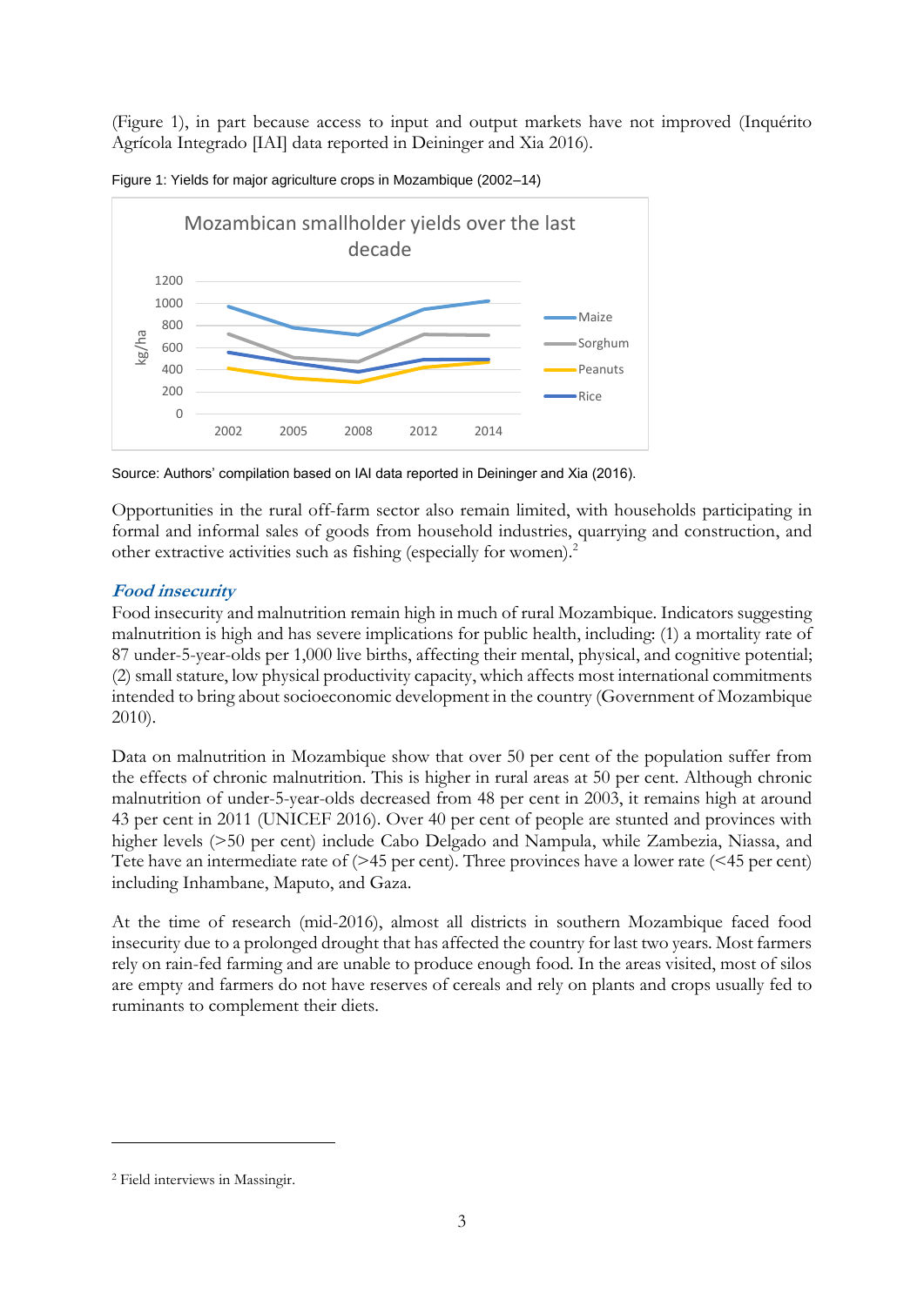(Figure 1), in part because access to input and output markets have not improved (Inquérito Agrícola Integrado [IAI] data reported in Deininger and Xia 2016).

Figure 1: Yields for major agriculture crops in Mozambique (2002–14)

Source: Authors' compilation based on IAI data reported in Deininger and Xia (2016).

Opportunities in the rural off-farm sector also remain limited, with households participating in formal and informal sales of goods from household industries, quarrying and construction, and other extractive activities such as fishing (especially for women).[2]

### *Food insecurity*

Food insecurity and malnutrition remain high in much of rural Mozambique. Indicators suggesting malnutrition is high and has severe implications for public health, including: (1) a mortality rate of 87 under-5-year-olds per 1,000 live births, affecting their mental, physical, and cognitive potential; (2) small stature, low physical productivity capacity, which affects most international commitments intended to bring about socioeconomic development in the country (Government of Mozambique 2010).

Data on malnutrition in Mozambique show that over 50 per cent of the population suffer from the effects of chronic malnutrition. This is higher in rural areas at 50 per cent. Although chronic malnutrition of under-5-year-olds decreased from 48 per cent in 2003, it remains high at around 43 per cent in 2011 (UNICEF 2016). Over 40 per cent of people are stunted and provinces with higher levels (>50 per cent) include Cabo Delgado and Nampula, while Zambezia, Niassa, and Tete have an intermediate rate of (>45 per cent). Three provinces have a lower rate (<45 per cent) including Inhambane, Maputo, and Gaza.

At the time of research (mid-2016), almost all districts in southern Mozambique faced food insecurity due to a prolonged drought that has affected the country for last two years. Most farmers rely on rain-fed farming and are unable to produce enough food. In the areas visited, most of silos are empty and farmers do not have reserves of cereals and rely on plants and crops usually fed to ruminants to complement their diets.

---

[2] Field interviews in Massingir.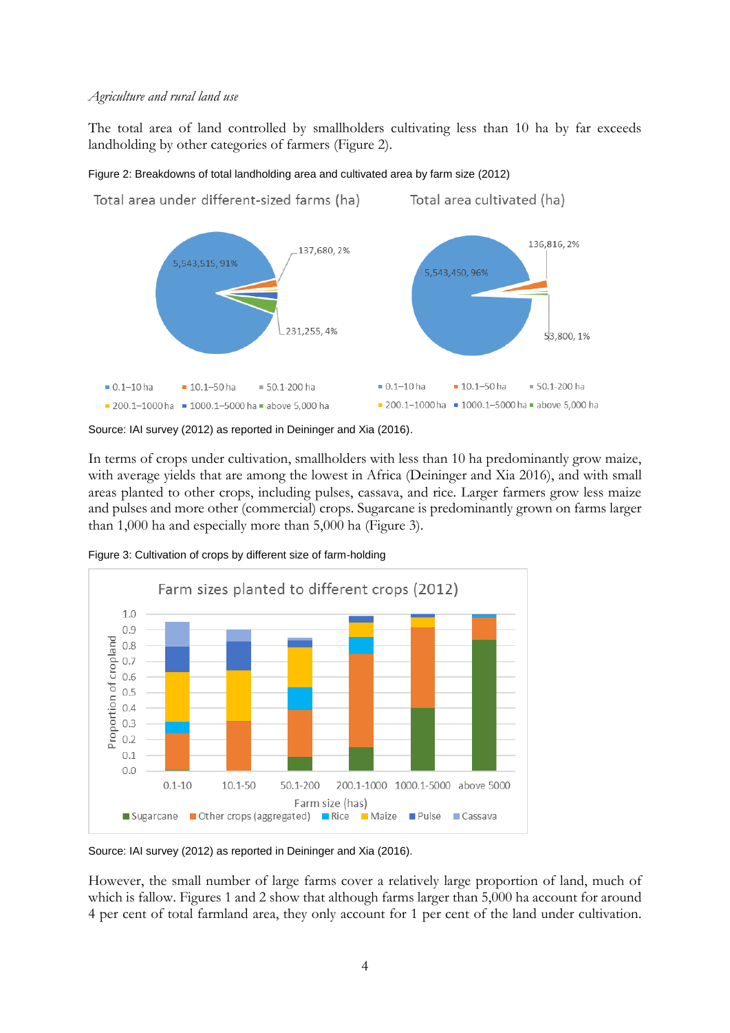*Agriculture and rural land use*

The total area of land controlled by smallholders cultivating less than 10 ha by far exceeds landholding by other categories of farmers (Figure 2).

Figure 2: Breakdowns of total landholding area and cultivated area by farm size (2012)

Source: IAI survey (2012) as reported in Deininger and Xia (2016).

In terms of crops under cultivation, smallholders with less than 10 ha predominantly grow maize, with average yields that are among the lowest in Africa (Deininger and Xia 2016), and with small areas planted to other crops, including pulses, cassava, and rice. Larger farmers grow less maize and pulses and more other (commercial) crops. Sugarcane is predominantly grown on farms larger than 1,000 ha and especially more than 5,000 ha (Figure 3).

Figure 3: Cultivation of crops by different size of farm-holding

Source: IAI survey (2012) as reported in Deininger and Xia (2016).

However, the small number of large farms cover a relatively large proportion of land, much of which is fallow. Figures 1 and 2 show that although farms larger than 5,000 ha account for around 4 per cent of total farmland area, they only account for 1 per cent of the land under cultivation.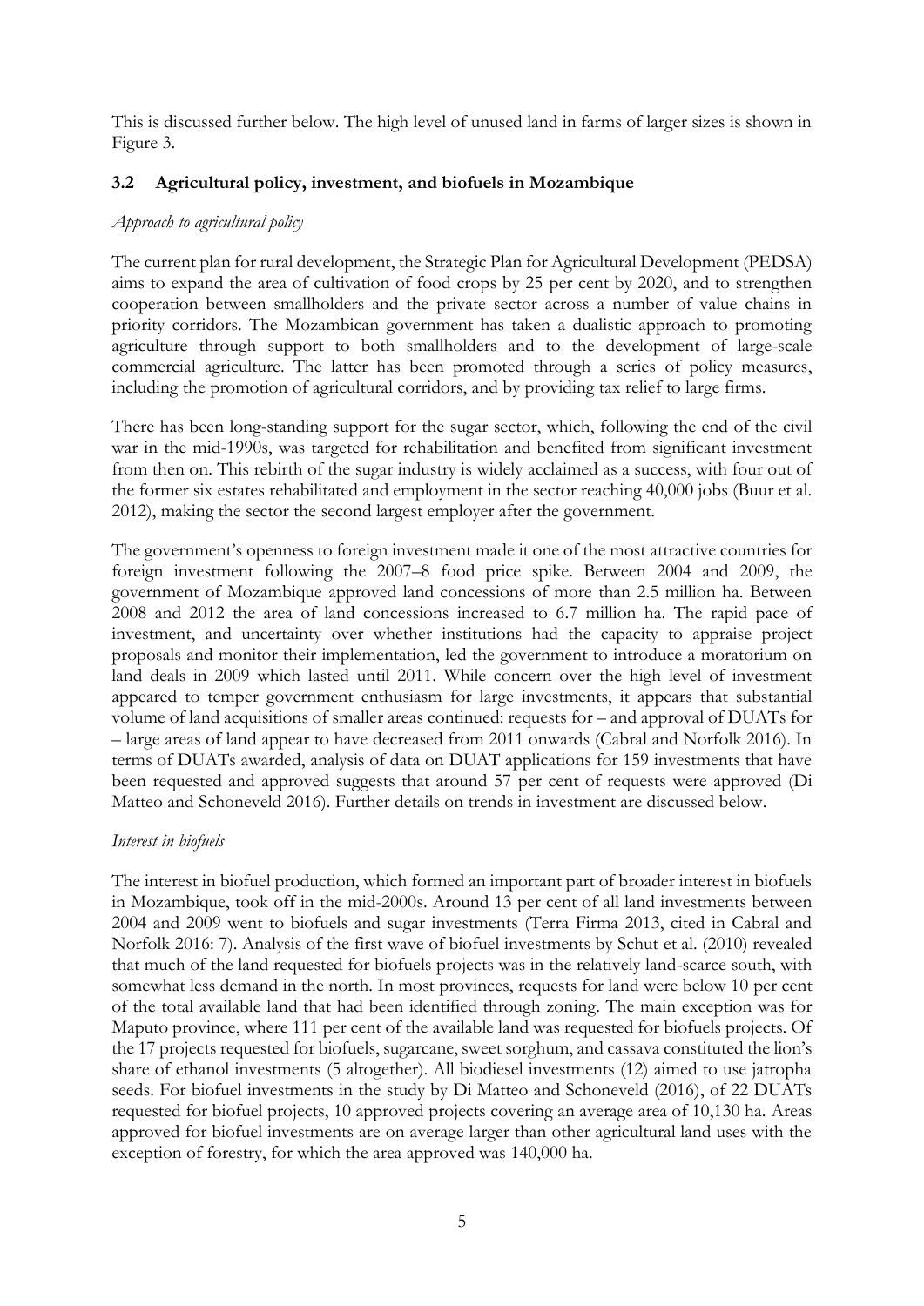This is discussed further below. The high level of unused land in farms of larger sizes is shown in Figure 3.

### 3.2 Agricultural policy, investment, and biofuels in Mozambique

*Approach to agricultural policy*

The current plan for rural development, the Strategic Plan for Agricultural Development (PEDSA) aims to expand the area of cultivation of food crops by 25 per cent by 2020, and to strengthen cooperation between smallholders and the private sector across a number of value chains in priority corridors. The Mozambican government has taken a dualistic approach to promoting agriculture through support to both smallholders and to the development of large-scale commercial agriculture. The latter has been promoted through a series of policy measures, including the promotion of agricultural corridors, and by providing tax relief to large firms.

There has been long-standing support for the sugar sector, which, following the end of the civil war in the mid-1990s, was targeted for rehabilitation and benefited from significant investment from then on. This rebirth of the sugar industry is widely acclaimed as a success, with four out of the former six estates rehabilitated and employment in the sector reaching 40,000 jobs (Buur et al. 2012), making the sector the second largest employer after the government.

The government's openness to foreign investment made it one of the most attractive countries for foreign investment following the 2007–8 food price spike. Between 2004 and 2009, the government of Mozambique approved land concessions of more than 2.5 million ha. Between 2008 and 2012 the area of land concessions increased to 6.7 million ha. The rapid pace of investment, and uncertainty over whether institutions had the capacity to appraise project proposals and monitor their implementation, led the government to introduce a moratorium on land deals in 2009 which lasted until 2011. While concern over the high level of investment appeared to temper government enthusiasm for large investments, it appears that substantial volume of land acquisitions of smaller areas continued: requests for – and approval of DUATs for – large areas of land appear to have decreased from 2011 onwards (Cabral and Norfolk 2016). In terms of DUATs awarded, analysis of data on DUAT applications for 159 investments that have been requested and approved suggests that around 57 per cent of requests were approved (Di Matteo and Schoneveld 2016). Further details on trends in investment are discussed below.

*Interest in biofuels*

The interest in biofuel production, which formed an important part of broader interest in biofuels in Mozambique, took off in the mid-2000s. Around 13 per cent of all land investments between 2004 and 2009 went to biofuels and sugar investments (Terra Firma 2013, cited in Cabral and Norfolk 2016: 7). Analysis of the first wave of biofuel investments by Schut et al. (2010) revealed that much of the land requested for biofuels projects was in the relatively land-scarce south, with somewhat less demand in the north. In most provinces, requests for land were below 10 per cent of the total available land that had been identified through zoning. The main exception was for Maputo province, where 111 per cent of the available land was requested for biofuels projects. Of the 17 projects requested for biofuels, sugarcane, sweet sorghum, and cassava constituted the lion's share of ethanol investments (5 altogether). All biodiesel investments (12) aimed to use jatropha seeds. For biofuel investments in the study by Di Matteo and Schoneveld (2016), of 22 DUATs requested for biofuel projects, 10 approved projects covering an average area of 10,130 ha. Areas approved for biofuel investments are on average larger than other agricultural land uses with the exception of forestry, for which the area approved was 140,000 ha.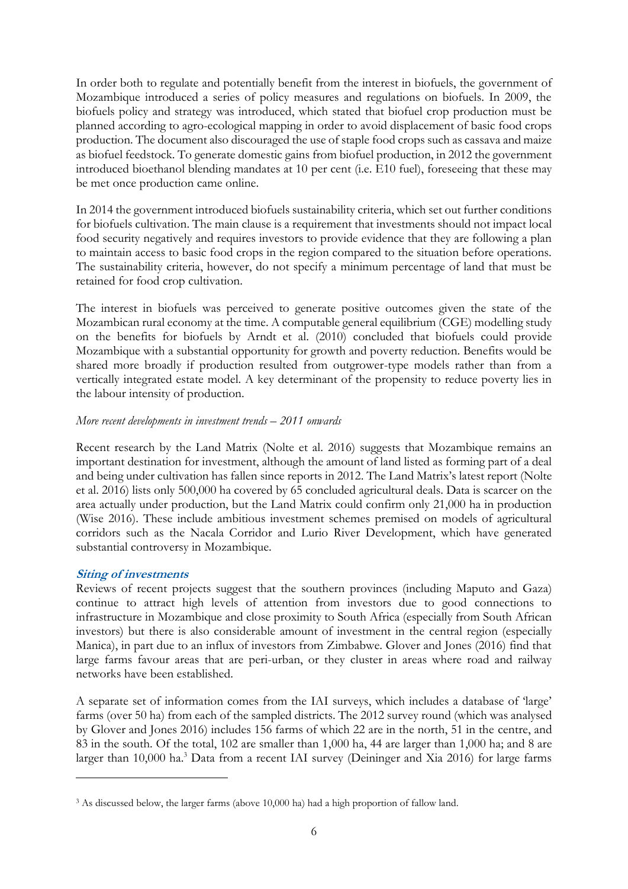In order both to regulate and potentially benefit from the interest in biofuels, the government of Mozambique introduced a series of policy measures and regulations on biofuels. In 2009, the biofuels policy and strategy was introduced, which stated that biofuel crop production must be planned according to agro-ecological mapping in order to avoid displacement of basic food crops production. The document also discouraged the use of staple food crops such as cassava and maize as biofuel feedstock. To generate domestic gains from biofuel production, in 2012 the government introduced bioethanol blending mandates at 10 per cent (i.e. E10 fuel), foreseeing that these may be met once production came online.

In 2014 the government introduced biofuels sustainability criteria, which set out further conditions for biofuels cultivation. The main clause is a requirement that investments should not impact local food security negatively and requires investors to provide evidence that they are following a plan to maintain access to basic food crops in the region compared to the situation before operations. The sustainability criteria, however, do not specify a minimum percentage of land that must be retained for food crop cultivation.

The interest in biofuels was perceived to generate positive outcomes given the state of the Mozambican rural economy at the time. A computable general equilibrium (CGE) modelling study on the benefits for biofuels by Arndt et al. (2010) concluded that biofuels could provide Mozambique with a substantial opportunity for growth and poverty reduction. Benefits would be shared more broadly if production resulted from outgrower-type models rather than from a vertically integrated estate model. A key determinant of the propensity to reduce poverty lies in the labour intensity of production.

*More recent developments in investment trends – 2011 onwards*

Recent research by the Land Matrix (Nolte et al. 2016) suggests that Mozambique remains an important destination for investment, although the amount of land listed as forming part of a deal and being under cultivation has fallen since reports in 2012. The Land Matrix's latest report (Nolte et al. 2016) lists only 500,000 ha covered by 65 concluded agricultural deals. Data is scarcer on the area actually under production, but the Land Matrix could confirm only 21,000 ha in production (Wise 2016). These include ambitious investment schemes premised on models of agricultural corridors such as the Nacala Corridor and Lurio River Development, which have generated substantial controversy in Mozambique.

### ***Siting of investments***

Reviews of recent projects suggest that the southern provinces (including Maputo and Gaza) continue to attract high levels of attention from investors due to good connections to infrastructure in Mozambique and close proximity to South Africa (especially from South African investors) but there is also considerable amount of investment in the central region (especially Manica), in part due to an influx of investors from Zimbabwe. Glover and Jones (2016) find that large farms favour areas that are peri-urban, or they cluster in areas where road and railway networks have been established.

A separate set of information comes from the IAI surveys, which includes a database of 'large' farms (over 50 ha) from each of the sampled districts. The 2012 survey round (which was analysed by Glover and Jones 2016) includes 156 farms of which 22 are in the north, 51 in the centre, and 83 in the south. Of the total, 102 are smaller than 1,000 ha, 44 are larger than 1,000 ha; and 8 are larger than 10,000 ha.[3] Data from a recent IAI survey (Deininger and Xia 2016) for large farms

[3] As discussed below, the larger farms (above 10,000 ha) had a high proportion of fallow land.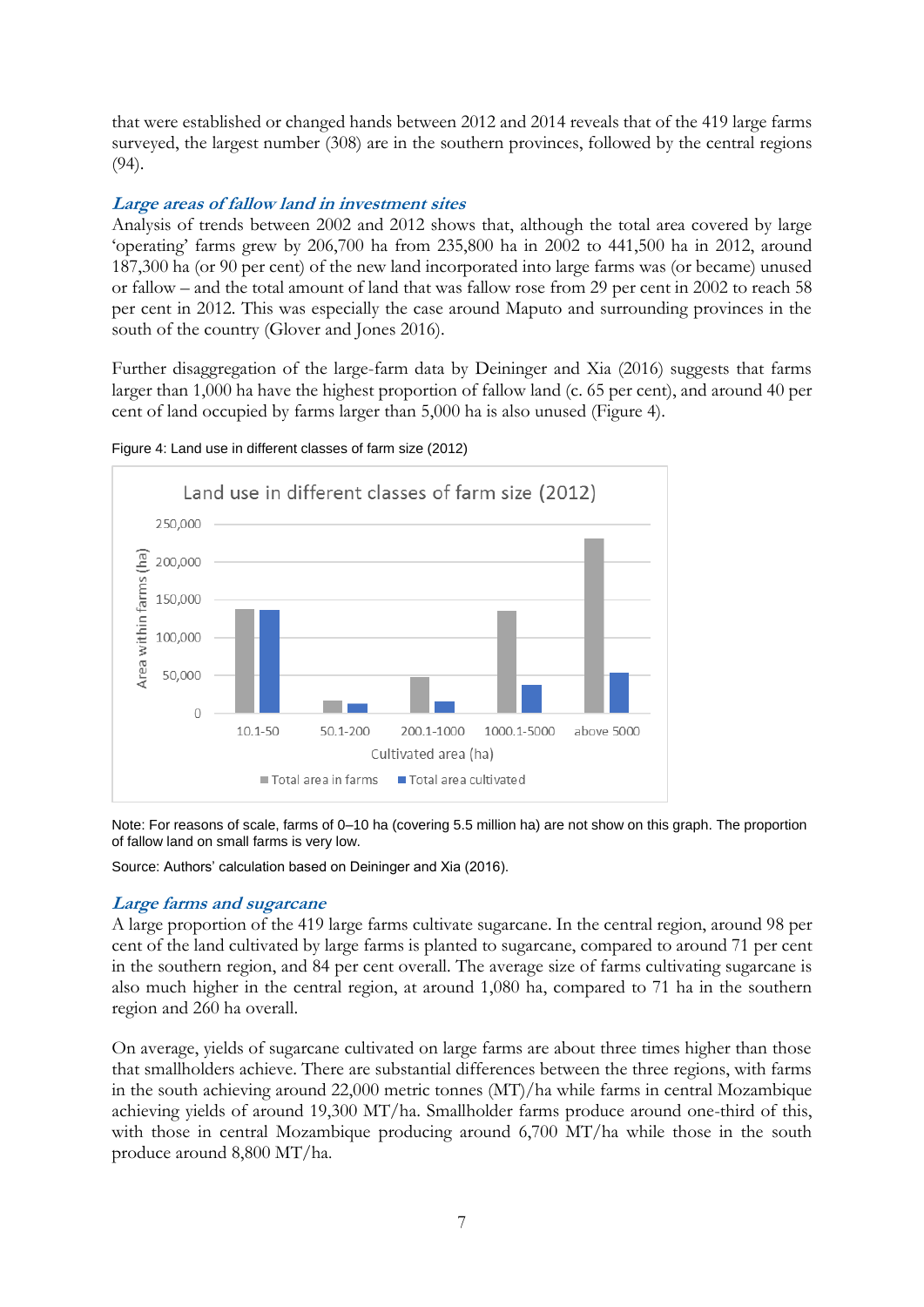that were established or changed hands between 2012 and 2014 reveals that of the 419 large farms surveyed, the largest number (308) are in the southern provinces, followed by the central regions (94).

### *Large areas of fallow land in investment sites*

Analysis of trends between 2002 and 2012 shows that, although the total area covered by large 'operating' farms grew by 206,700 ha from 235,800 ha in 2002 to 441,500 ha in 2012, around 187,300 ha (or 90 per cent) of the new land incorporated into large farms was (or became) unused or fallow – and the total amount of land that was fallow rose from 29 per cent in 2002 to reach 58 per cent in 2012. This was especially the case around Maputo and surrounding provinces in the south of the country (Glover and Jones 2016).

Further disaggregation of the large-farm data by Deininger and Xia (2016) suggests that farms larger than 1,000 ha have the highest proportion of fallow land (c. 65 per cent), and around 40 per cent of land occupied by farms larger than 5,000 ha is also unused (Figure 4).

Figure 4: Land use in different classes of farm size (2012)

Note: For reasons of scale, farms of 0–10 ha (covering 5.5 million ha) are not show on this graph. The proportion of fallow land on small farms is very low.

Source: Authors' calculation based on Deininger and Xia (2016).

### *Large farms and sugarcane*

A large proportion of the 419 large farms cultivate sugarcane. In the central region, around 98 per cent of the land cultivated by large farms is planted to sugarcane, compared to around 71 per cent in the southern region, and 84 per cent overall. The average size of farms cultivating sugarcane is also much higher in the central region, at around 1,080 ha, compared to 71 ha in the southern region and 260 ha overall.

On average, yields of sugarcane cultivated on large farms are about three times higher than those that smallholders achieve. There are substantial differences between the three regions, with farms in the south achieving around 22,000 metric tonnes (MT)/ha while farms in central Mozambique achieving yields of around 19,300 MT/ha. Smallholder farms produce around one-third of this, with those in central Mozambique producing around 6,700 MT/ha while those in the south produce around 8,800 MT/ha.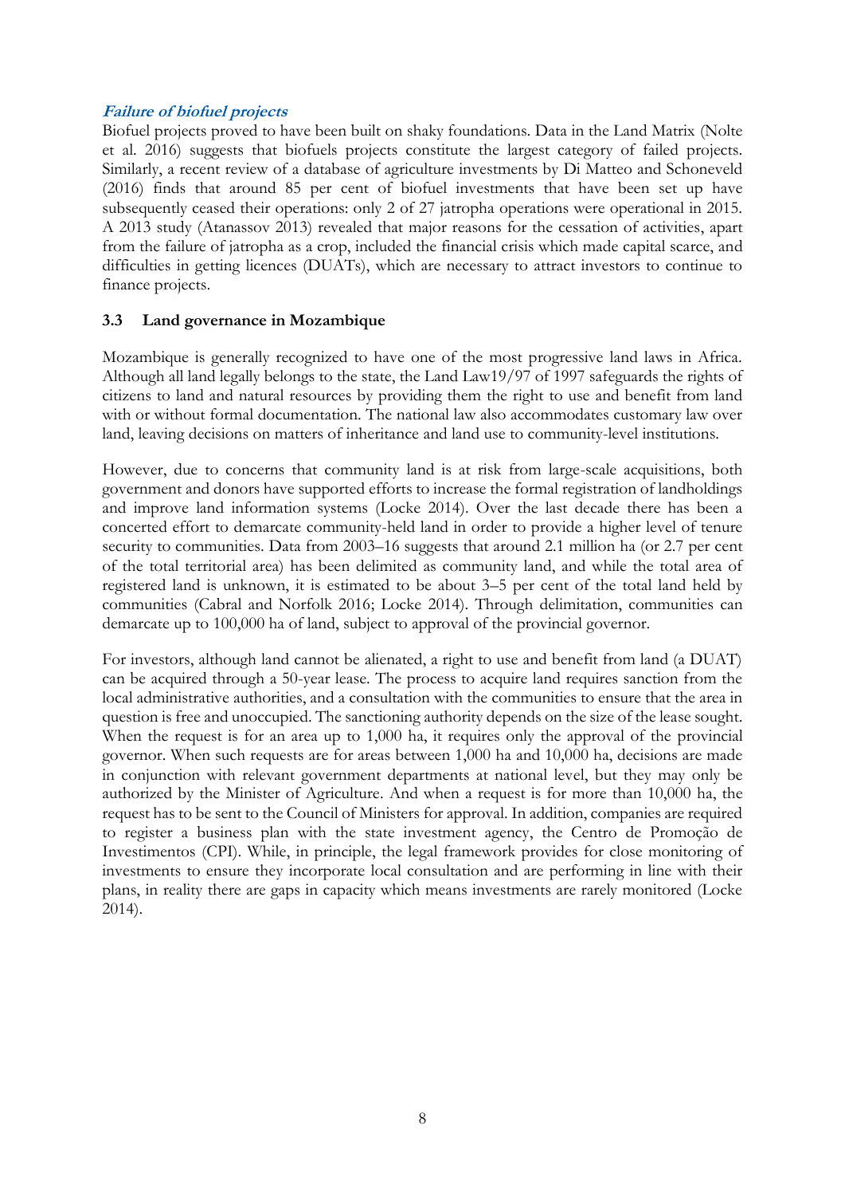***Failure of biofuel projects***

Biofuel projects proved to have been built on shaky foundations. Data in the Land Matrix (Nolte et al. 2016) suggests that biofuels projects constitute the largest category of failed projects. Similarly, a recent review of a database of agriculture investments by Di Matteo and Schoneveld (2016) finds that around 85 per cent of biofuel investments that have been set up have subsequently ceased their operations: only 2 of 27 jatropha operations were operational in 2015. A 2013 study (Atanassov 2013) revealed that major reasons for the cessation of activities, apart from the failure of jatropha as a crop, included the financial crisis which made capital scarce, and difficulties in getting licences (DUATs), which are necessary to attract investors to continue to finance projects.

### 3.3 Land governance in Mozambique

Mozambique is generally recognized to have one of the most progressive land laws in Africa. Although all land legally belongs to the state, the Land Law19/97 of 1997 safeguards the rights of citizens to land and natural resources by providing them the right to use and benefit from land with or without formal documentation. The national law also accommodates customary law over land, leaving decisions on matters of inheritance and land use to community-level institutions.

However, due to concerns that community land is at risk from large-scale acquisitions, both government and donors have supported efforts to increase the formal registration of landholdings and improve land information systems (Locke 2014). Over the last decade there has been a concerted effort to demarcate community-held land in order to provide a higher level of tenure security to communities. Data from 2003–16 suggests that around 2.1 million ha (or 2.7 per cent of the total territorial area) has been delimited as community land, and while the total area of registered land is unknown, it is estimated to be about 3–5 per cent of the total land held by communities (Cabral and Norfolk 2016; Locke 2014). Through delimitation, communities can demarcate up to 100,000 ha of land, subject to approval of the provincial governor.

For investors, although land cannot be alienated, a right to use and benefit from land (a DUAT) can be acquired through a 50-year lease. The process to acquire land requires sanction from the local administrative authorities, and a consultation with the communities to ensure that the area in question is free and unoccupied. The sanctioning authority depends on the size of the lease sought. When the request is for an area up to 1,000 ha, it requires only the approval of the provincial governor. When such requests are for areas between 1,000 ha and 10,000 ha, decisions are made in conjunction with relevant government departments at national level, but they may only be authorized by the Minister of Agriculture. And when a request is for more than 10,000 ha, the request has to be sent to the Council of Ministers for approval. In addition, companies are required to register a business plan with the state investment agency, the Centro de Promoção de Investimentos (CPI). While, in principle, the legal framework provides for close monitoring of investments to ensure they incorporate local consultation and are performing in line with their plans, in reality there are gaps in capacity which means investments are rarely monitored (Locke 2014).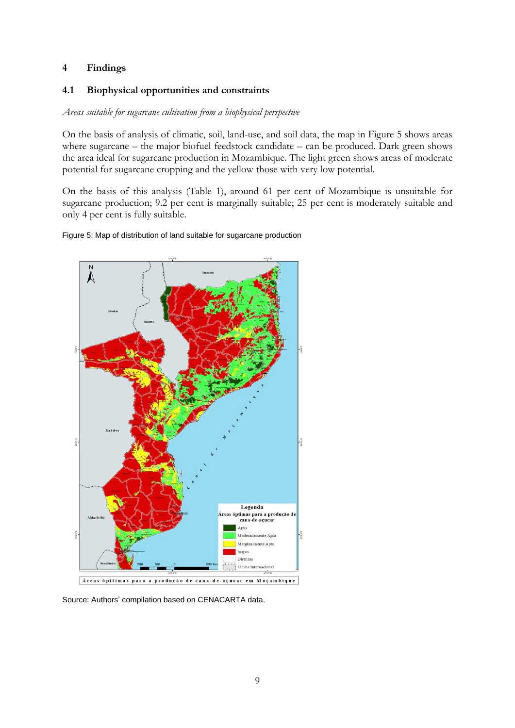# 4 Findings

## 4.1 Biophysical opportunities and constraints

*Areas suitable for sugarcane cultivation from a biophysical perspective*

On the basis of analysis of climatic, soil, land-use, and soil data, the map in Figure 5 shows areas where sugarcane – the major biofuel feedstock candidate – can be produced. Dark green shows the area ideal for sugarcane production in Mozambique. The light green shows areas of moderate potential for sugarcane cropping and the yellow those with very low potential.

On the basis of this analysis (Table 1), around 61 per cent of Mozambique is unsuitable for sugarcane production; 9.2 per cent is marginally suitable; 25 per cent is moderately suitable and only 4 per cent is fully suitable.

Figure 5: Map of distribution of land suitable for sugarcane production

Source: Authors' compilation based on CENACARTA data.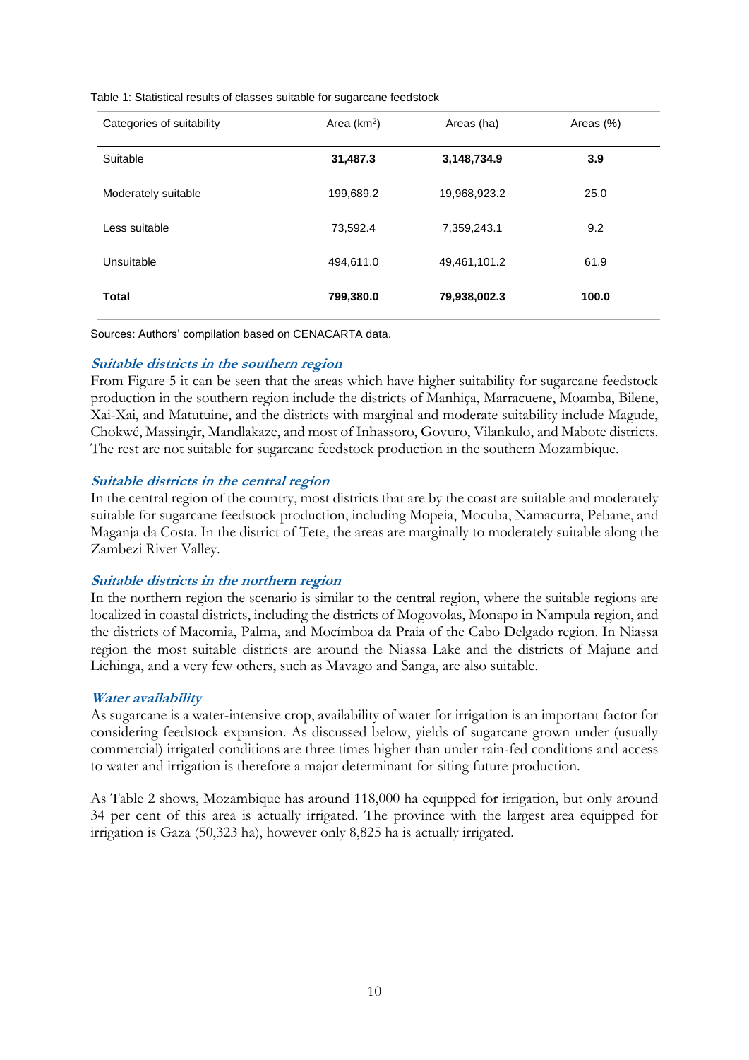Table 1: Statistical results of classes suitable for sugarcane feedstock

| Categories of suitability | Area (km$^2$) | Areas (ha) | Areas (%) |
|---|---|---|---|
| Suitable | **31,487.3** | **3,148,734.9** | **3.9** |
| Moderately suitable | 199,689.2 | 19,968,923.2 | 25.0 |
| Less suitable | 73,592.4 | 7,359,243.1 | 9.2 |
| Unsuitable | 494,611.0 | 49,461,101.2 | 61.9 |
| **Total** | **799,380.0** | **79,938,002.3** | **100.0** |

Sources: Authors' compilation based on CENACARTA data.

### *Suitable districts in the southern region*

From Figure 5 it can be seen that the areas which have higher suitability for sugarcane feedstock production in the southern region include the districts of Manhiça, Marracuene, Moamba, Bilene, Xai-Xai, and Matutuine, and the districts with marginal and moderate suitability include Magude, Chokwé, Massingir, Mandlakaze, and most of Inhassoro, Govuro, Vilankulo, and Mabote districts. The rest are not suitable for sugarcane feedstock production in the southern Mozambique.

### *Suitable districts in the central region*

In the central region of the country, most districts that are by the coast are suitable and moderately suitable for sugarcane feedstock production, including Mopeia, Mocuba, Namacurra, Pebane, and Maganja da Costa. In the district of Tete, the areas are marginally to moderately suitable along the Zambezi River Valley.

### *Suitable districts in the northern region*

In the northern region the scenario is similar to the central region, where the suitable regions are localized in coastal districts, including the districts of Mogovolas, Monapo in Nampula region, and the districts of Macomia, Palma, and Mocímboa da Praia of the Cabo Delgado region. In Niassa region the most suitable districts are around the Niassa Lake and the districts of Majune and Lichinga, and a very few others, such as Mavago and Sanga, are also suitable.

### *Water availability*

As sugarcane is a water-intensive crop, availability of water for irrigation is an important factor for considering feedstock expansion. As discussed below, yields of sugarcane grown under (usually commercial) irrigated conditions are three times higher than under rain-fed conditions and access to water and irrigation is therefore a major determinant for siting future production.

As Table 2 shows, Mozambique has around 118,000 ha equipped for irrigation, but only around 34 per cent of this area is actually irrigated. The province with the largest area equipped for irrigation is Gaza (50,323 ha), however only 8,825 ha is actually irrigated.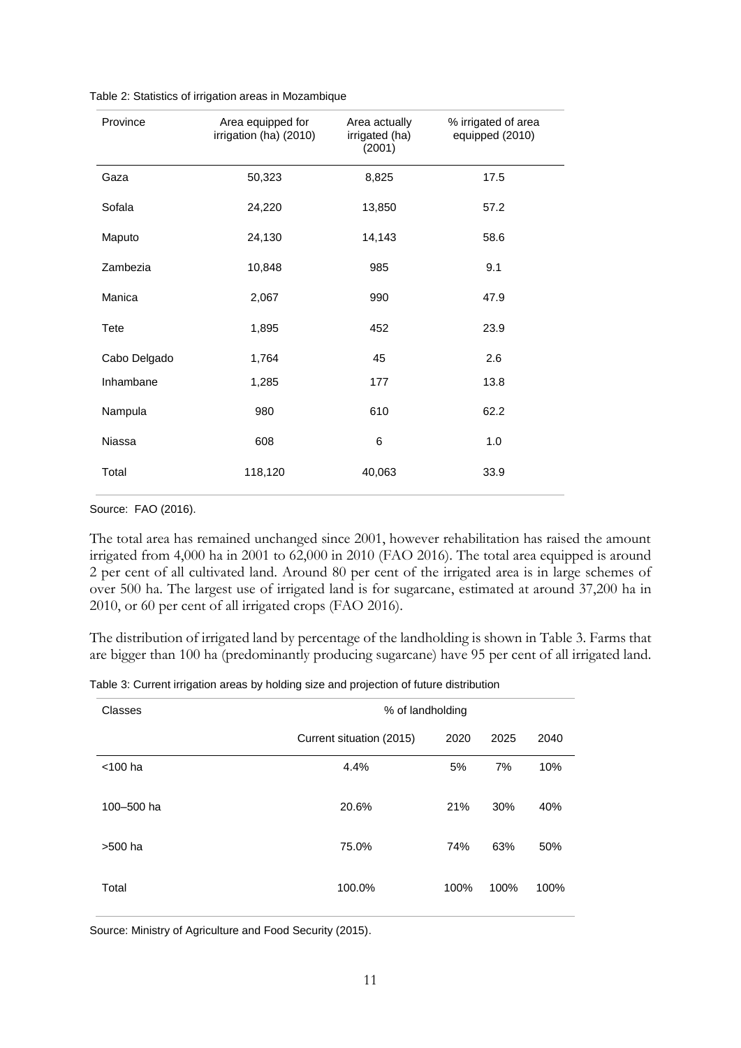Table 2: Statistics of irrigation areas in Mozambique

| Province | Area equipped for irrigation (ha) (2010) | Area actually irrigated (ha) (2001) | % irrigated of area equipped (2010) |
|---|---|---|---|
| Gaza | 50,323 | 8,825 | 17.5 |
| Sofala | 24,220 | 13,850 | 57.2 |
| Maputo | 24,130 | 14,143 | 58.6 |
| Zambezia | 10,848 | 985 | 9.1 |
| Manica | 2,067 | 990 | 47.9 |
| Tete | 1,895 | 452 | 23.9 |
| Cabo Delgado | 1,764 | 45 | 2.6 |
| Inhambane | 1,285 | 177 | 13.8 |
| Nampula | 980 | 610 | 62.2 |
| Niassa | 608 | 6 | 1.0 |
| Total | 118,120 | 40,063 | 33.9 |

Source: FAO (2016).

The total area has remained unchanged since 2001, however rehabilitation has raised the amount irrigated from 4,000 ha in 2001 to 62,000 in 2010 (FAO 2016). The total area equipped is around 2 per cent of all cultivated land. Around 80 per cent of the irrigated area is in large schemes of over 500 ha. The largest use of irrigated land is for sugarcane, estimated at around 37,200 ha in 2010, or 60 per cent of all irrigated crops (FAO 2016).

The distribution of irrigated land by percentage of the landholding is shown in Table 3. Farms that are bigger than 100 ha (predominantly producing sugarcane) have 95 per cent of all irrigated land.

Table 3: Current irrigation areas by holding size and projection of future distribution

| Classes | % of landholding | | | |
|---|---|---|---|---|
| | Current situation (2015) | 2020 | 2025 | 2040 |
| <100 ha | 4.4% | 5% | 7% | 10% |
| 100–500 ha | 20.6% | 21% | 30% | 40% |
| >500 ha | 75.0% | 74% | 63% | 50% |
| Total | 100.0% | 100% | 100% | 100% |

Source: Ministry of Agriculture and Food Security (2015).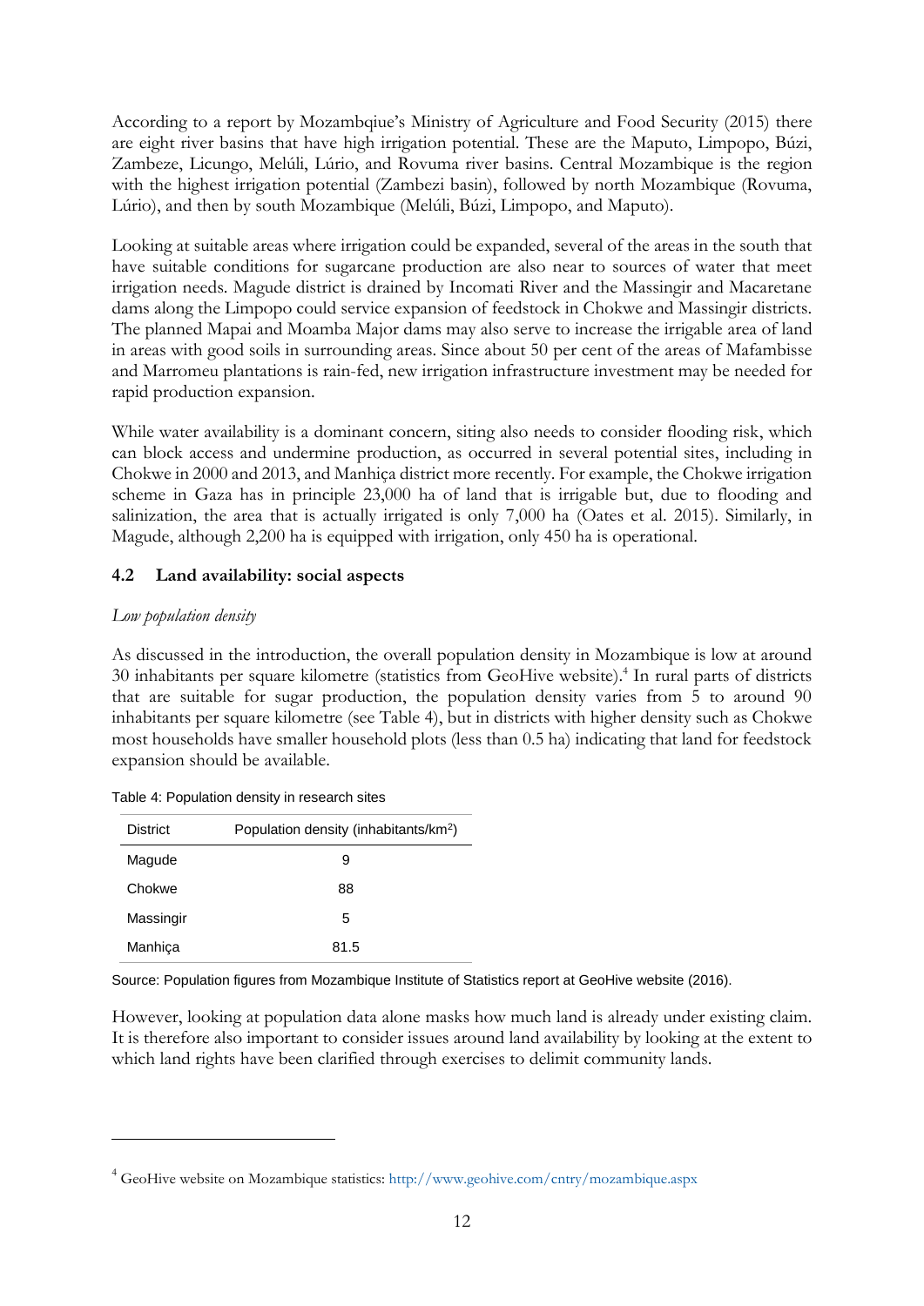According to a report by Mozambqiue's Ministry of Agriculture and Food Security (2015) there are eight river basins that have high irrigation potential. These are the Maputo, Limpopo, Búzi, Zambeze, Licungo, Melúli, Lúrio, and Rovuma river basins. Central Mozambique is the region with the highest irrigation potential (Zambezi basin), followed by north Mozambique (Rovuma, Lúrio), and then by south Mozambique (Melúli, Búzi, Limpopo, and Maputo).

Looking at suitable areas where irrigation could be expanded, several of the areas in the south that have suitable conditions for sugarcane production are also near to sources of water that meet irrigation needs. Magude district is drained by Incomati River and the Massingir and Macaretane dams along the Limpopo could service expansion of feedstock in Chokwe and Massingir districts. The planned Mapai and Moamba Major dams may also serve to increase the irrigable area of land in areas with good soils in surrounding areas. Since about 50 per cent of the areas of Mafambisse and Marromeu plantations is rain-fed, new irrigation infrastructure investment may be needed for rapid production expansion.

While water availability is a dominant concern, siting also needs to consider flooding risk, which can block access and undermine production, as occurred in several potential sites, including in Chokwe in 2000 and 2013, and Manhiça district more recently. For example, the Chokwe irrigation scheme in Gaza has in principle 23,000 ha of land that is irrigable but, due to flooding and salinization, the area that is actually irrigated is only 7,000 ha (Oates et al. 2015). Similarly, in Magude, although 2,200 ha is equipped with irrigation, only 450 ha is operational.

## 4.2 Land availability: social aspects

*Low population density*

As discussed in the introduction, the overall population density in Mozambique is low at around 30 inhabitants per square kilometre (statistics from GeoHive website).[4] In rural parts of districts that are suitable for sugar production, the population density varies from 5 to around 90 inhabitants per square kilometre (see Table 4), but in districts with higher density such as Chokwe most households have smaller household plots (less than 0.5 ha) indicating that land for feedstock expansion should be available.

Table 4: Population density in research sites

| District | Population density (inhabitants/km$^2$) |
|---|---|
| Magude | 9 |
| Chokwe | 88 |
| Massingir | 5 |
| Manhiça | 81.5 |

Source: Population figures from Mozambique Institute of Statistics report at GeoHive website (2016).

However, looking at population data alone masks how much land is already under existing claim. It is therefore also important to consider issues around land availability by looking at the extent to which land rights have been clarified through exercises to delimit community lands.

[4] GeoHive website on Mozambique statistics: http://www.geohive.com/cntry/mozambique.aspx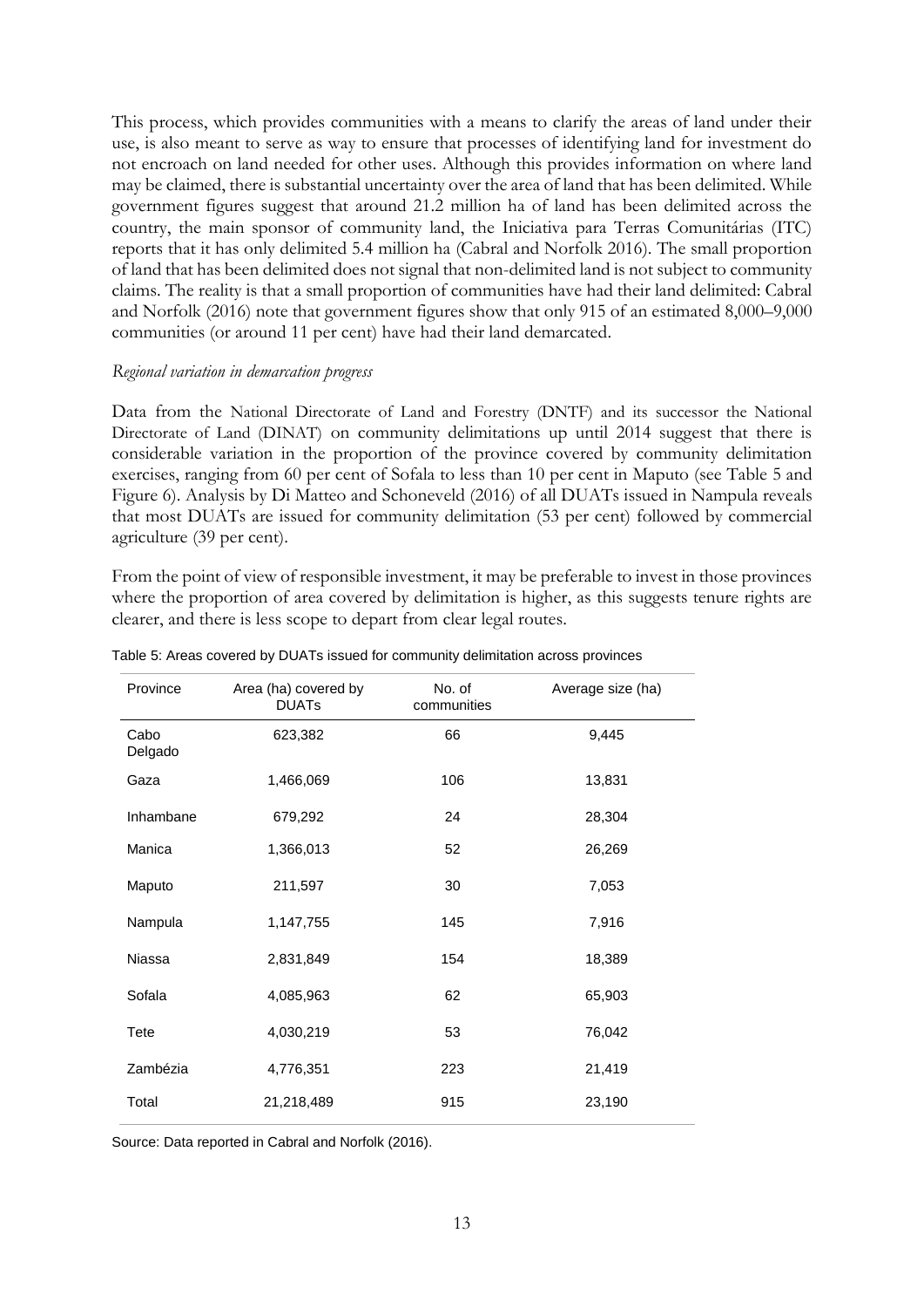This process, which provides communities with a means to clarify the areas of land under their use, is also meant to serve as way to ensure that processes of identifying land for investment do not encroach on land needed for other uses. Although this provides information on where land may be claimed, there is substantial uncertainty over the area of land that has been delimited. While government figures suggest that around 21.2 million ha of land has been delimited across the country, the main sponsor of community land, the Iniciativa para Terras Comunitárias (ITC) reports that it has only delimited 5.4 million ha (Cabral and Norfolk 2016). The small proportion of land that has been delimited does not signal that non-delimited land is not subject to community claims. The reality is that a small proportion of communities have had their land delimited: Cabral and Norfolk (2016) note that government figures show that only 915 of an estimated 8,000–9,000 communities (or around 11 per cent) have had their land demarcated.

*Regional variation in demarcation progress*

Data from the National Directorate of Land and Forestry (DNTF) and its successor the National Directorate of Land (DINAT) on community delimitations up until 2014 suggest that there is considerable variation in the proportion of the province covered by community delimitation exercises, ranging from 60 per cent of Sofala to less than 10 per cent in Maputo (see Table 5 and Figure 6). Analysis by Di Matteo and Schoneveld (2016) of all DUATs issued in Nampula reveals that most DUATs are issued for community delimitation (53 per cent) followed by commercial agriculture (39 per cent).

From the point of view of responsible investment, it may be preferable to invest in those provinces where the proportion of area covered by delimitation is higher, as this suggests tenure rights are clearer, and there is less scope to depart from clear legal routes.

Table 5: Areas covered by DUATs issued for community delimitation across provinces

| Province | Area (ha) covered by DUATs | No. of communities | Average size (ha) |
|---|---|---|---|
| Cabo Delgado | 623,382 | 66 | 9,445 |
| Gaza | 1,466,069 | 106 | 13,831 |
| Inhambane | 679,292 | 24 | 28,304 |
| Manica | 1,366,013 | 52 | 26,269 |
| Maputo | 211,597 | 30 | 7,053 |
| Nampula | 1,147,755 | 145 | 7,916 |
| Niassa | 2,831,849 | 154 | 18,389 |
| Sofala | 4,085,963 | 62 | 65,903 |
| Tete | 4,030,219 | 53 | 76,042 |
| Zambézia | 4,776,351 | 223 | 21,419 |
| Total | 21,218,489 | 915 | 23,190 |

Source: Data reported in Cabral and Norfolk (2016).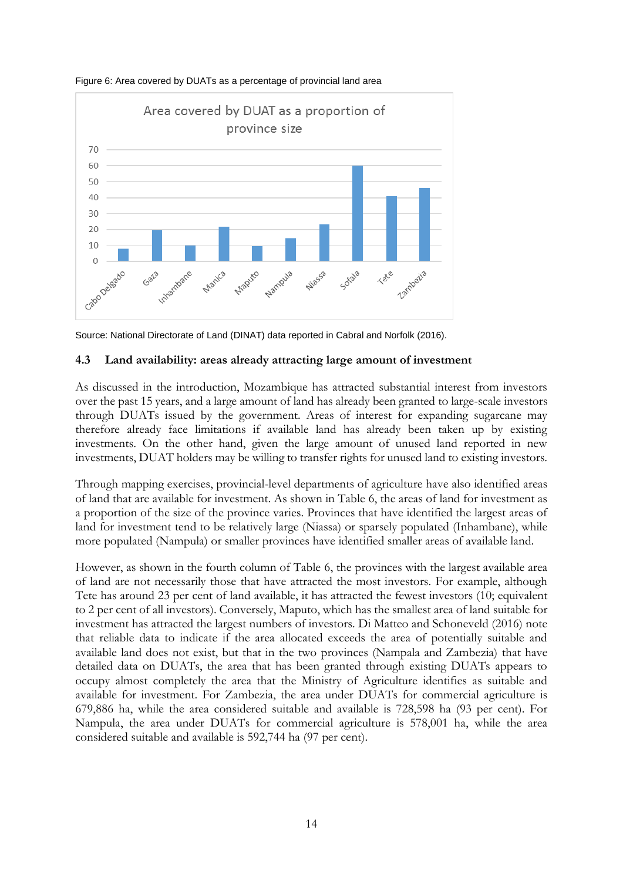Figure 6: Area covered by DUATs as a percentage of provincial land area

Source: National Directorate of Land (DINAT) data reported in Cabral and Norfolk (2016).

### 4.3 Land availability: areas already attracting large amount of investment

As discussed in the introduction, Mozambique has attracted substantial interest from investors over the past 15 years, and a large amount of land has already been granted to large-scale investors through DUATs issued by the government. Areas of interest for expanding sugarcane may therefore already face limitations if available land has already been taken up by existing investments. On the other hand, given the large amount of unused land reported in new investments, DUAT holders may be willing to transfer rights for unused land to existing investors.

Through mapping exercises, provincial-level departments of agriculture have also identified areas of land that are available for investment. As shown in Table 6, the areas of land for investment as a proportion of the size of the province varies. Provinces that have identified the largest areas of land for investment tend to be relatively large (Niassa) or sparsely populated (Inhambane), while more populated (Nampula) or smaller provinces have identified smaller areas of available land.

However, as shown in the fourth column of Table 6, the provinces with the largest available area of land are not necessarily those that have attracted the most investors. For example, although Tete has around 23 per cent of land available, it has attracted the fewest investors (10; equivalent to 2 per cent of all investors). Conversely, Maputo, which has the smallest area of land suitable for investment has attracted the largest numbers of investors. Di Matteo and Schoneveld (2016) note that reliable data to indicate if the area allocated exceeds the area of potentially suitable and available land does not exist, but that in the two provinces (Nampala and Zambezia) that have detailed data on DUATs, the area that has been granted through existing DUATs appears to occupy almost completely the area that the Ministry of Agriculture identifies as suitable and available for investment. For Zambezia, the area under DUATs for commercial agriculture is 679,886 ha, while the area considered suitable and available is 728,598 ha (93 per cent). For Nampula, the area under DUATs for commercial agriculture is 578,001 ha, while the area considered suitable and available is 592,744 ha (97 per cent).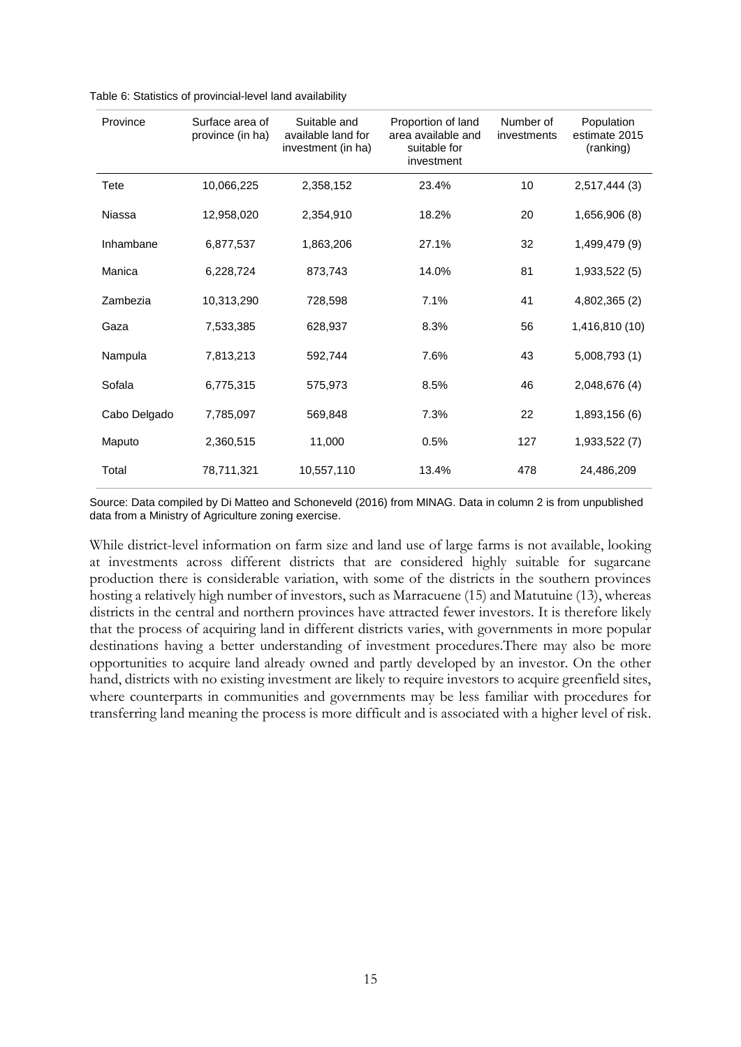Table 6: Statistics of provincial-level land availability

| Province | Surface area of province (in ha) | Suitable and available land for investment (in ha) | Proportion of land area available and suitable for investment | Number of investments | Population estimate 2015 (ranking) |
|---|---|---|---|---|---|
| Tete | 10,066,225 | 2,358,152 | 23.4% | 10 | 2,517,444 (3) |
| Niassa | 12,958,020 | 2,354,910 | 18.2% | 20 | 1,656,906 (8) |
| Inhambane | 6,877,537 | 1,863,206 | 27.1% | 32 | 1,499,479 (9) |
| Manica | 6,228,724 | 873,743 | 14.0% | 81 | 1,933,522 (5) |
| Zambezia | 10,313,290 | 728,598 | 7.1% | 41 | 4,802,365 (2) |
| Gaza | 7,533,385 | 628,937 | 8.3% | 56 | 1,416,810 (10) |
| Nampula | 7,813,213 | 592,744 | 7.6% | 43 | 5,008,793 (1) |
| Sofala | 6,775,315 | 575,973 | 8.5% | 46 | 2,048,676 (4) |
| Cabo Delgado | 7,785,097 | 569,848 | 7.3% | 22 | 1,893,156 (6) |
| Maputo | 2,360,515 | 11,000 | 0.5% | 127 | 1,933,522 (7) |
| Total | 78,711,321 | 10,557,110 | 13.4% | 478 | 24,486,209 |

Source: Data compiled by Di Matteo and Schoneveld (2016) from MINAG. Data in column 2 is from unpublished data from a Ministry of Agriculture zoning exercise.

While district-level information on farm size and land use of large farms is not available, looking at investments across different districts that are considered highly suitable for sugarcane production there is considerable variation, with some of the districts in the southern provinces hosting a relatively high number of investors, such as Marracuene (15) and Matutuine (13), whereas districts in the central and northern provinces have attracted fewer investors. It is therefore likely that the process of acquiring land in different districts varies, with governments in more popular destinations having a better understanding of investment procedures.There may also be more opportunities to acquire land already owned and partly developed by an investor. On the other hand, districts with no existing investment are likely to require investors to acquire greenfield sites, where counterparts in communities and governments may be less familiar with procedures for transferring land meaning the process is more difficult and is associated with a higher level of risk.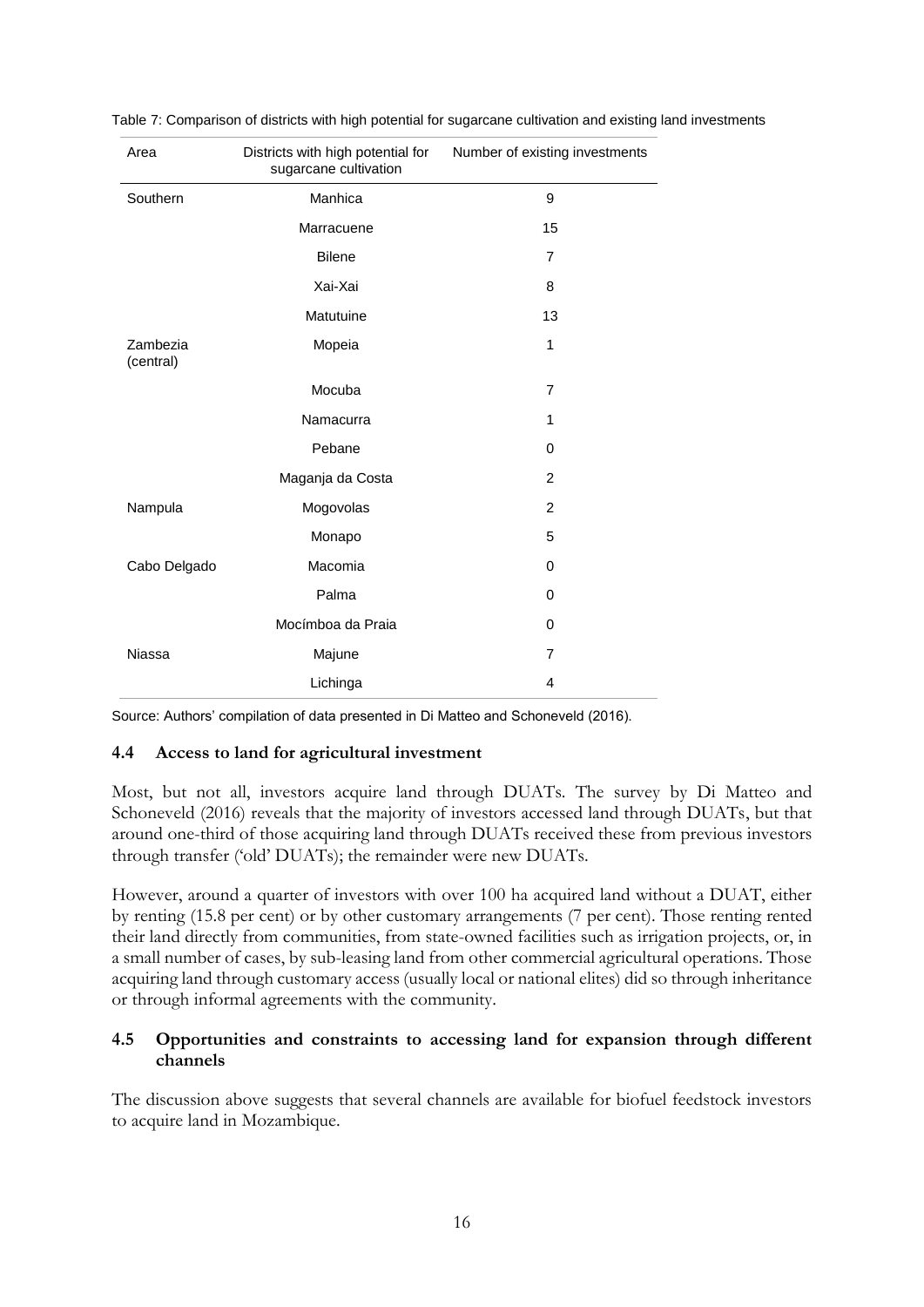Table 7: Comparison of districts with high potential for sugarcane cultivation and existing land investments

| Area | Districts with high potential for sugarcane cultivation | Number of existing investments |
|---|---|---|
| Southern | Manhica | 9 |
| | Marracuene | 15 |
| | Bilene | 7 |
| | Xai-Xai | 8 |
| | Matutuine | 13 |
| Zambezia (central) | Mopeia | 1 |
| | Mocuba | 7 |
| | Namacurra | 1 |
| | Pebane | 0 |
| | Maganja da Costa | 2 |
| Nampula | Mogovolas | 2 |
| | Monapo | 5 |
| Cabo Delgado | Macomia | 0 |
| | Palma | 0 |
| | Mocímboa da Praia | 0 |
| Niassa | Majune | 7 |
| | Lichinga | 4 |

Source: Authors' compilation of data presented in Di Matteo and Schoneveld (2016).

### 4.4 Access to land for agricultural investment

Most, but not all, investors acquire land through DUATs. The survey by Di Matteo and Schoneveld (2016) reveals that the majority of investors accessed land through DUATs, but that around one-third of those acquiring land through DUATs received these from previous investors through transfer ('old' DUATs); the remainder were new DUATs.

However, around a quarter of investors with over 100 ha acquired land without a DUAT, either by renting (15.8 per cent) or by other customary arrangements (7 per cent). Those renting rented their land directly from communities, from state-owned facilities such as irrigation projects, or, in a small number of cases, by sub-leasing land from other commercial agricultural operations. Those acquiring land through customary access (usually local or national elites) did so through inheritance or through informal agreements with the community.

### 4.5 Opportunities and constraints to accessing land for expansion through different channels

The discussion above suggests that several channels are available for biofuel feedstock investors to acquire land in Mozambique.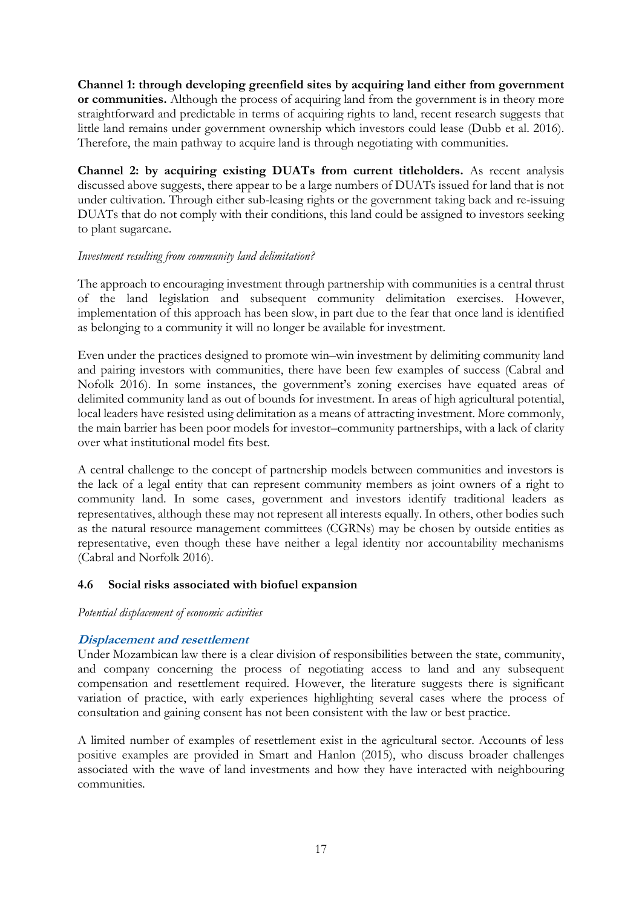**Channel 1: through developing greenfield sites by acquiring land either from government or communities.** Although the process of acquiring land from the government is in theory more straightforward and predictable in terms of acquiring rights to land, recent research suggests that little land remains under government ownership which investors could lease (Dubb et al. 2016). Therefore, the main pathway to acquire land is through negotiating with communities.

**Channel 2: by acquiring existing DUATs from current titleholders.** As recent analysis discussed above suggests, there appear to be a large numbers of DUATs issued for land that is not under cultivation. Through either sub-leasing rights or the government taking back and re-issuing DUATs that do not comply with their conditions, this land could be assigned to investors seeking to plant sugarcane.

*Investment resulting from community land delimitation?*

The approach to encouraging investment through partnership with communities is a central thrust of the land legislation and subsequent community delimitation exercises. However, implementation of this approach has been slow, in part due to the fear that once land is identified as belonging to a community it will no longer be available for investment.

Even under the practices designed to promote win–win investment by delimiting community land and pairing investors with communities, there have been few examples of success (Cabral and Nofolk 2016). In some instances, the government's zoning exercises have equated areas of delimited community land as out of bounds for investment. In areas of high agricultural potential, local leaders have resisted using delimitation as a means of attracting investment. More commonly, the main barrier has been poor models for investor–community partnerships, with a lack of clarity over what institutional model fits best.

A central challenge to the concept of partnership models between communities and investors is the lack of a legal entity that can represent community members as joint owners of a right to community land. In some cases, government and investors identify traditional leaders as representatives, although these may not represent all interests equally. In others, other bodies such as the natural resource management committees (CGRNs) may be chosen by outside entities as representative, even though these have neither a legal identity nor accountability mechanisms (Cabral and Norfolk 2016).

### 4.6 Social risks associated with biofuel expansion

*Potential displacement of economic activities*

#### ***Displacement and resettlement***

Under Mozambican law there is a clear division of responsibilities between the state, community, and company concerning the process of negotiating access to land and any subsequent compensation and resettlement required. However, the literature suggests there is significant variation of practice, with early experiences highlighting several cases where the process of consultation and gaining consent has not been consistent with the law or best practice.

A limited number of examples of resettlement exist in the agricultural sector. Accounts of less positive examples are provided in Smart and Hanlon (2015), who discuss broader challenges associated with the wave of land investments and how they have interacted with neighbouring communities.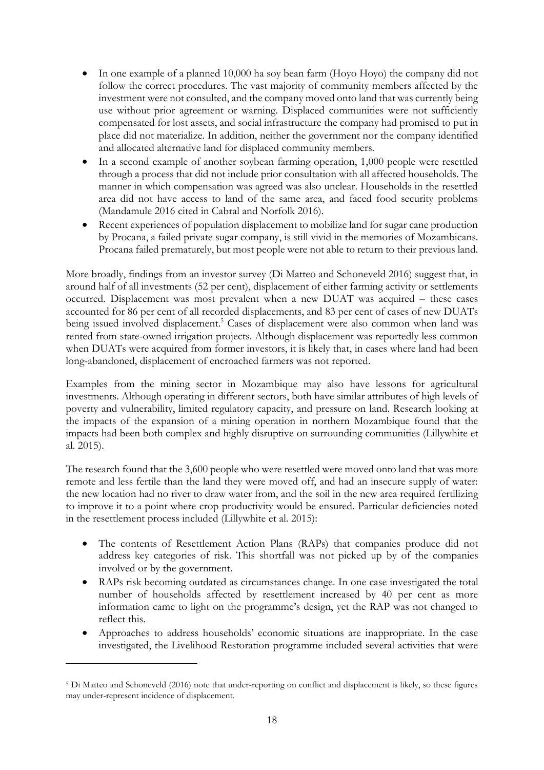- In one example of a planned 10,000 ha soy bean farm (Hoyo Hoyo) the company did not follow the correct procedures. The vast majority of community members affected by the investment were not consulted, and the company moved onto land that was currently being use without prior agreement or warning. Displaced communities were not sufficiently compensated for lost assets, and social infrastructure the company had promised to put in place did not materialize. In addition, neither the government nor the company identified and allocated alternative land for displaced community members.
- In a second example of another soybean farming operation, 1,000 people were resettled through a process that did not include prior consultation with all affected households. The manner in which compensation was agreed was also unclear. Households in the resettled area did not have access to land of the same area, and faced food security problems (Mandamule 2016 cited in Cabral and Norfolk 2016).
- Recent experiences of population displacement to mobilize land for sugar cane production by Procana, a failed private sugar company, is still vivid in the memories of Mozambicans. Procana failed prematurely, but most people were not able to return to their previous land.

More broadly, findings from an investor survey (Di Matteo and Schoneveld 2016) suggest that, in around half of all investments (52 per cent), displacement of either farming activity or settlements occurred. Displacement was most prevalent when a new DUAT was acquired – these cases accounted for 86 per cent of all recorded displacements, and 83 per cent of cases of new DUATs being issued involved displacement.[5] Cases of displacement were also common when land was rented from state-owned irrigation projects. Although displacement was reportedly less common when DUATs were acquired from former investors, it is likely that, in cases where land had been long-abandoned, displacement of encroached farmers was not reported.

Examples from the mining sector in Mozambique may also have lessons for agricultural investments. Although operating in different sectors, both have similar attributes of high levels of poverty and vulnerability, limited regulatory capacity, and pressure on land. Research looking at the impacts of the expansion of a mining operation in northern Mozambique found that the impacts had been both complex and highly disruptive on surrounding communities (Lillywhite et al. 2015).

The research found that the 3,600 people who were resettled were moved onto land that was more remote and less fertile than the land they were moved off, and had an insecure supply of water: the new location had no river to draw water from, and the soil in the new area required fertilizing to improve it to a point where crop productivity would be ensured. Particular deficiencies noted in the resettlement process included (Lillywhite et al. 2015):

- The contents of Resettlement Action Plans (RAPs) that companies produce did not address key categories of risk. This shortfall was not picked up by of the companies involved or by the government.
- RAPs risk becoming outdated as circumstances change. In one case investigated the total number of households affected by resettlement increased by 40 per cent as more information came to light on the programme's design, yet the RAP was not changed to reflect this.
- Approaches to address households' economic situations are inappropriate. In the case investigated, the Livelihood Restoration programme included several activities that were

[5] Di Matteo and Schoneveld (2016) note that under-reporting on conflict and displacement is likely, so these figures may under-represent incidence of displacement.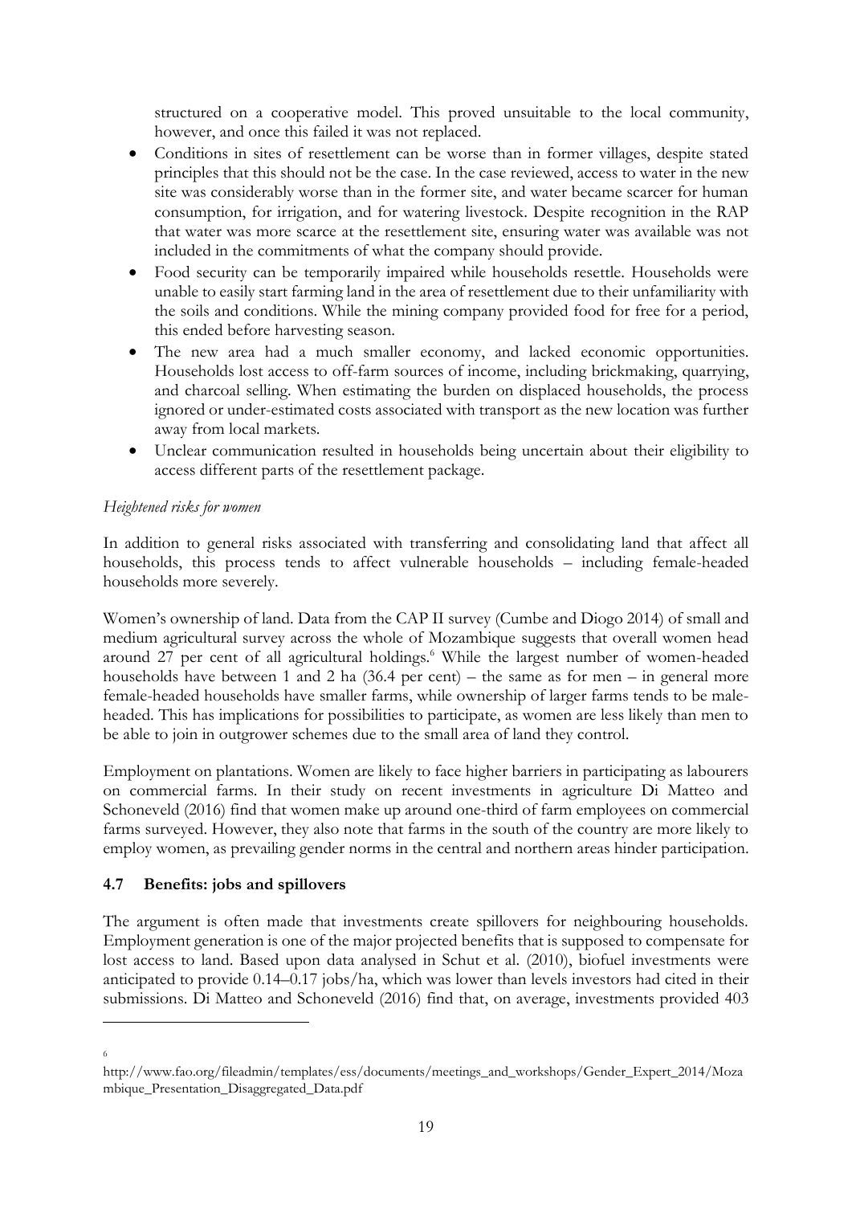structured on a cooperative model. This proved unsuitable to the local community, however, and once this failed it was not replaced.

- Conditions in sites of resettlement can be worse than in former villages, despite stated principles that this should not be the case. In the case reviewed, access to water in the new site was considerably worse than in the former site, and water became scarcer for human consumption, for irrigation, and for watering livestock. Despite recognition in the RAP that water was more scarce at the resettlement site, ensuring water was available was not included in the commitments of what the company should provide.
- Food security can be temporarily impaired while households resettle. Households were unable to easily start farming land in the area of resettlement due to their unfamiliarity with the soils and conditions. While the mining company provided food for free for a period, this ended before harvesting season.
- The new area had a much smaller economy, and lacked economic opportunities. Households lost access to off-farm sources of income, including brickmaking, quarrying, and charcoal selling. When estimating the burden on displaced households, the process ignored or under-estimated costs associated with transport as the new location was further away from local markets.
- Unclear communication resulted in households being uncertain about their eligibility to access different parts of the resettlement package.

*Heightened risks for women*

In addition to general risks associated with transferring and consolidating land that affect all households, this process tends to affect vulnerable households – including female-headed households more severely.

Women's ownership of land. Data from the CAP II survey (Cumbe and Diogo 2014) of small and medium agricultural survey across the whole of Mozambique suggests that overall women head around 27 per cent of all agricultural holdings.[6] While the largest number of women-headed households have between 1 and 2 ha (36.4 per cent) – the same as for men – in general more female-headed households have smaller farms, while ownership of larger farms tends to be male-headed. This has implications for possibilities to participate, as women are less likely than men to be able to join in outgrower schemes due to the small area of land they control.

Employment on plantations. Women are likely to face higher barriers in participating as labourers on commercial farms. In their study on recent investments in agriculture Di Matteo and Schoneveld (2016) find that women make up around one-third of farm employees on commercial farms surveyed. However, they also note that farms in the south of the country are more likely to employ women, as prevailing gender norms in the central and northern areas hinder participation.

## 4.7 Benefits: jobs and spillovers

The argument is often made that investments create spillovers for neighbouring households. Employment generation is one of the major projected benefits that is supposed to compensate for lost access to land. Based upon data analysed in Schut et al. (2010), biofuel investments were anticipated to provide 0.14–0.17 jobs/ha, which was lower than levels investors had cited in their submissions. Di Matteo and Schoneveld (2016) find that, on average, investments provided 403

[6] http://www.fao.org/fileadmin/templates/ess/documents/meetings_and_workshops/Gender_Expert_2014/Mozambique_Presentation_Disaggregated_Data.pdf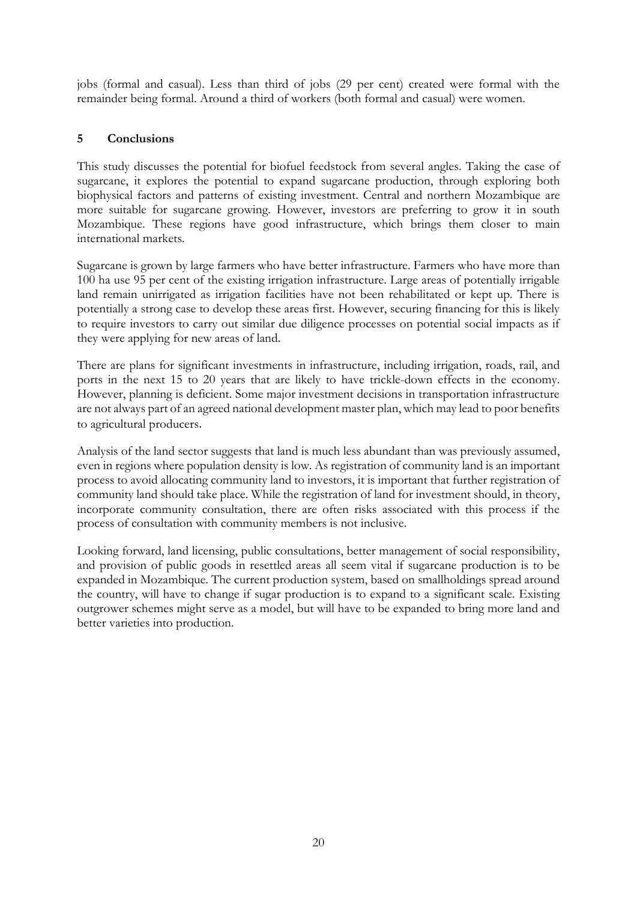jobs (formal and casual). Less than third of jobs (29 per cent) created were formal with the remainder being formal. Around a third of workers (both formal and casual) were women.

## 5 Conclusions

This study discusses the potential for biofuel feedstock from several angles. Taking the case of sugarcane, it explores the potential to expand sugarcane production, through exploring both biophysical factors and patterns of existing investment. Central and northern Mozambique are more suitable for sugarcane growing. However, investors are preferring to grow it in south Mozambique. These regions have good infrastructure, which brings them closer to main international markets.

Sugarcane is grown by large farmers who have better infrastructure. Farmers who have more than 100 ha use 95 per cent of the existing irrigation infrastructure. Large areas of potentially irrigable land remain unirrigated as irrigation facilities have not been rehabilitated or kept up. There is potentially a strong case to develop these areas first. However, securing financing for this is likely to require investors to carry out similar due diligence processes on potential social impacts as if they were applying for new areas of land.

There are plans for significant investments in infrastructure, including irrigation, roads, rail, and ports in the next 15 to 20 years that are likely to have trickle-down effects in the economy. However, planning is deficient. Some major investment decisions in transportation infrastructure are not always part of an agreed national development master plan, which may lead to poor benefits to agricultural producers.

Analysis of the land sector suggests that land is much less abundant than was previously assumed, even in regions where population density is low. As registration of community land is an important process to avoid allocating community land to investors, it is important that further registration of community land should take place. While the registration of land for investment should, in theory, incorporate community consultation, there are often risks associated with this process if the process of consultation with community members is not inclusive.

Looking forward, land licensing, public consultations, better management of social responsibility, and provision of public goods in resettled areas all seem vital if sugarcane production is to be expanded in Mozambique. The current production system, based on smallholdings spread around the country, will have to change if sugar production is to expand to a significant scale. Existing outgrower schemes might serve as a model, but will have to be expanded to bring more land and better varieties into production.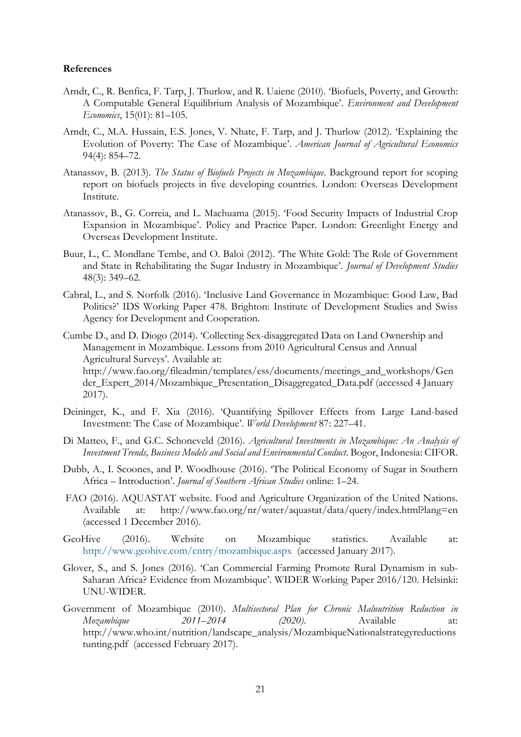**References**

Arndt, C., R. Benfica, F. Tarp, J. Thurlow, and R. Uaiene (2010). 'Biofuels, Poverty, and Growth: A Computable General Equilibrium Analysis of Mozambique'. *Environment and Development Economics*, 15(01): 81–105.

Arndt, C., M.A. Hussain, E.S. Jones, V. Nhate, F. Tarp, and J. Thurlow (2012). 'Explaining the Evolution of Poverty: The Case of Mozambique'. *American Journal of Agricultural Economics* 94(4): 854–72.

Atanassov, B. (2013). *The Status of Biofuels Projects in Mozambique*. Background report for scoping report on biofuels projects in five developing countries. London: Overseas Development Institute.

Atanassov, B., G. Correia, and L. Machuama (2015). 'Food Security Impacts of Industrial Crop Expansion in Mozambique'. Policy and Practice Paper. London: Greenlight Energy and Overseas Development Institute.

Buur, L., C. Mondlane Tembe, and O. Baloi (2012). 'The White Gold: The Role of Government and State in Rehabilitating the Sugar Industry in Mozambique'. *Journal of Development Studies* 48(3): 349–62.

Cabral, L., and S. Norfolk (2016). 'Inclusive Land Governance in Mozambique: Good Law, Bad Politics?' IDS Working Paper 478. Brighton: Institute of Development Studies and Swiss Agency for Development and Cooperation.

Cumbe D., and D. Diogo (2014). 'Collecting Sex-disaggregated Data on Land Ownership and Management in Mozambique. Lessons from 2010 Agricultural Census and Annual Agricultural Surveys'. Available at: http://www.fao.org/fileadmin/templates/ess/documents/meetings_and_workshops/Gender_Expert_2014/Mozambique_Presentation_Disaggregated_Data.pdf (accessed 4 January 2017).

Deininger, K., and F. Xia (2016). 'Quantifying Spillover Effects from Large Land-based Investment: The Case of Mozambique'. *World Development* 87: 227–41.

Di Matteo, F., and G.C. Schoneveld (2016). *Agricultural Investments in Mozambique: An Analysis of Investment Trends, Business Models and Social and Environmental Conduct*. Bogor, Indonesia: CIFOR.

Dubb, A., I. Scoones, and P. Woodhouse (2016). 'The Political Economy of Sugar in Southern Africa – Introduction'. *Journal of Southern African Studies* online: 1–24.

FAO (2016). AQUASTAT website. Food and Agriculture Organization of the United Nations. Available at: http://www.fao.org/nr/water/aquastat/data/query/index.html?lang=en (accessed 1 December 2016).

GeoHive (2016). Website on Mozambique statistics. Available at: http://www.geohive.com/cntry/mozambique.aspx (accessed January 2017).

Glover, S., and S. Jones (2016). 'Can Commercial Farming Promote Rural Dynamism in sub-Saharan Africa? Evidence from Mozambique'. WIDER Working Paper 2016/120. Helsinki: UNU-WIDER.

Government of Mozambique (2010). *Multisectoral Plan for Chronic Malnutrition Reduction in Mozambique 2011–2014 (2020)*. Available at: http://www.who.int/nutrition/landscape_analysis/MozambiqueNationalstrategyreductionstunting.pdf (accessed February 2017).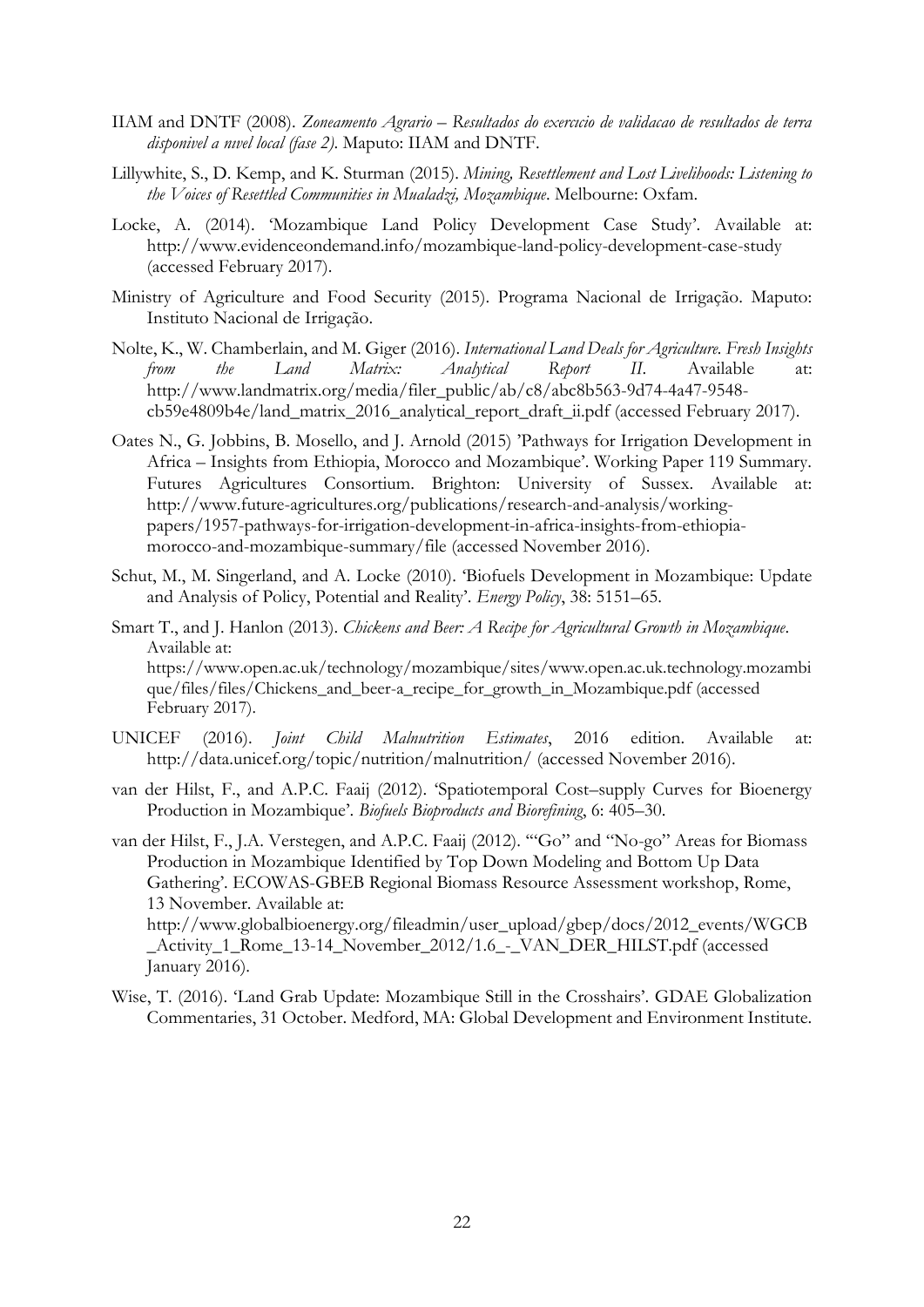IIAM and DNTF (2008). *Zoneamento Agrario – Resultados do exercicio de validacao de resultados de terra disponivel a nivel local (fase 2)*. Maputo: IIAM and DNTF.

Lillywhite, S., D. Kemp, and K. Sturman (2015). *Mining, Resettlement and Lost Livelihoods: Listening to the Voices of Resettled Communities in Mualadzi, Mozambique*. Melbourne: Oxfam.

Locke, A. (2014). 'Mozambique Land Policy Development Case Study'. Available at: http://www.evidenceondemand.info/mozambique-land-policy-development-case-study (accessed February 2017).

Ministry of Agriculture and Food Security (2015). Programa Nacional de Irrigação. Maputo: Instituto Nacional de Irrigação.

Nolte, K., W. Chamberlain, and M. Giger (2016). *International Land Deals for Agriculture. Fresh Insights from the Land Matrix: Analytical Report II*. Available at: http://www.landmatrix.org/media/filer_public/ab/c8/abc8b563-9d74-4a47-9548-cb59e4809b4e/land_matrix_2016_analytical_report_draft_ii.pdf (accessed February 2017).

Oates N., G. Jobbins, B. Mosello, and J. Arnold (2015) 'Pathways for Irrigation Development in Africa – Insights from Ethiopia, Morocco and Mozambique'. Working Paper 119 Summary. Futures Agricultures Consortium. Brighton: University of Sussex. Available at: http://www.future-agricultures.org/publications/research-and-analysis/working-papers/1957-pathways-for-irrigation-development-in-africa-insights-from-ethiopia-morocco-and-mozambique-summary/file (accessed November 2016).

Schut, M., M. Singerland, and A. Locke (2010). 'Biofuels Development in Mozambique: Update and Analysis of Policy, Potential and Reality'. *Energy Policy*, 38: 5151–65.

Smart T., and J. Hanlon (2013). *Chickens and Beer: A Recipe for Agricultural Growth in Mozambique*. Available at: https://www.open.ac.uk/technology/mozambique/sites/www.open.ac.uk.technology.mozambique/files/files/Chickens_and_beer-a_recipe_for_growth_in_Mozambique.pdf (accessed February 2017).

UNICEF (2016). *Joint Child Malnutrition Estimates*, 2016 edition. Available at: http://data.unicef.org/topic/nutrition/malnutrition/ (accessed November 2016).

van der Hilst, F., and A.P.C. Faaij (2012). 'Spatiotemporal Cost–supply Curves for Bioenergy Production in Mozambique'. *Biofuels Bioproducts and Biorefining*, 6: 405–30.

van der Hilst, F., J.A. Verstegen, and A.P.C. Faaij (2012). '"Go" and "No-go" Areas for Biomass Production in Mozambique Identified by Top Down Modeling and Bottom Up Data Gathering'. ECOWAS-GBEB Regional Biomass Resource Assessment workshop, Rome, 13 November. Available at: http://www.globalbioenergy.org/fileadmin/user_upload/gbep/docs/2012_events/WGCB_Activity_1_Rome_13-14_November_2012/1.6_-_VAN_DER_HILST.pdf (accessed January 2016).

Wise, T. (2016). 'Land Grab Update: Mozambique Still in the Crosshairs'. GDAE Globalization Commentaries, 31 October. Medford, MA: Global Development and Environment Institute.